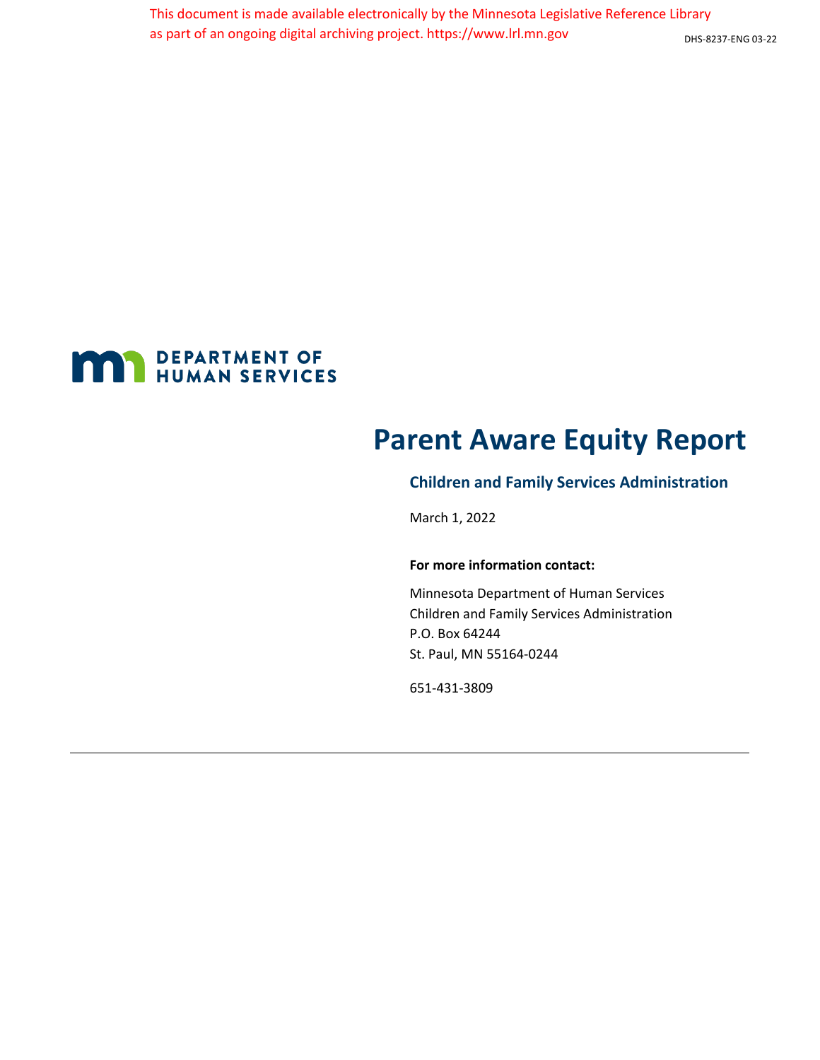This document is made available electronically by the Minnesota Legislative Reference Library as part of an ongoing digital archiving project. https://www.lrl.mn.gov

DHS-8237-ENG 03-22

DEPARTMENT OF HUMAN SERVICES

# Parent Aware Equity Report

## Children and Family Services Administration

March 1, 2022

**For more information contact:**

Minnesota Department of Human Services
Children and Family Services Administration
P.O. Box 64244
St. Paul, MN 55164-0244

651-431-3809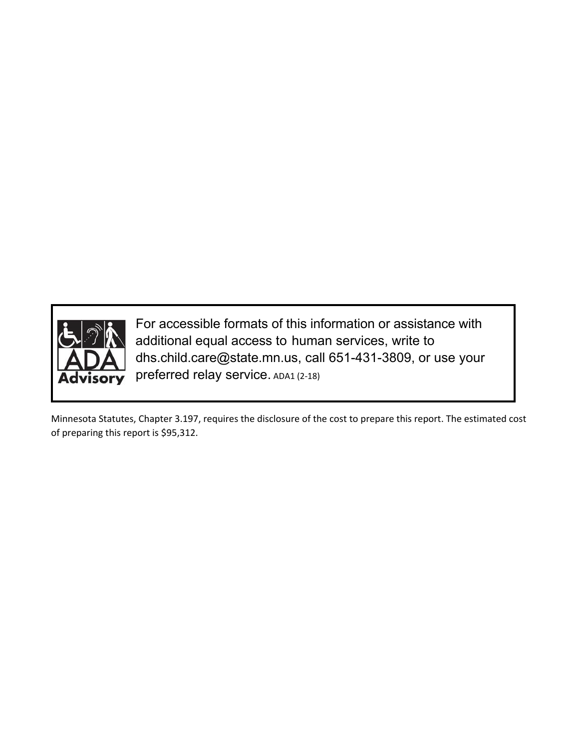For accessible formats of this information or assistance with additional equal access to human services, write to dhs.child.care@state.mn.us, call 651-431-3809, or use your preferred relay service. ADA1 (2-18)

Minnesota Statutes, Chapter 3.197, requires the disclosure of the cost to prepare this report. The estimated cost of preparing this report is $95,312.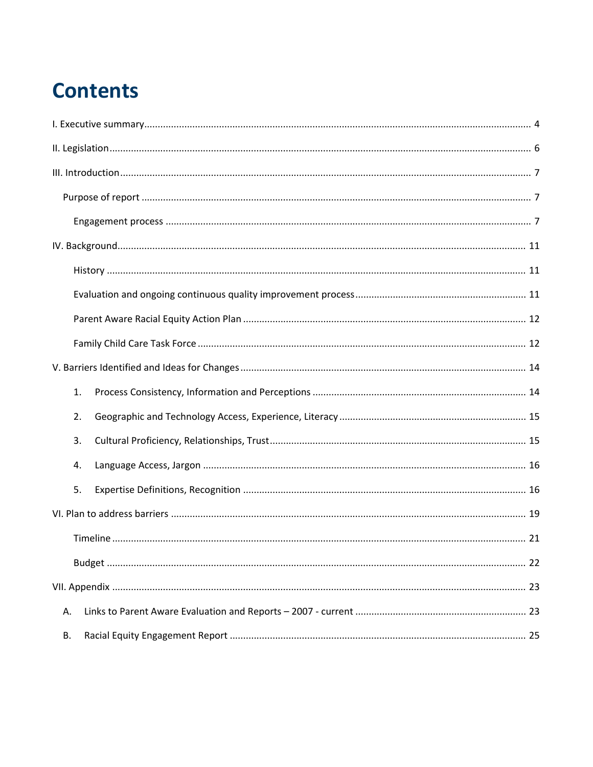# Contents

I. Executive summary ........................................................................................................................................ 4

II. Legislation ..................................................................................................................................................... 6

III. Introduction .................................................................................................................................................. 7

- Purpose of report ....................................................................................................................................... 7
  - Engagement process ............................................................................................................................... 7

IV. Background .................................................................................................................................................. 11

- History ........................................................................................................................................................ 11
- Evaluation and ongoing continuous quality improvement process .......................................................... 11
- Parent Aware Racial Equity Action Plan ..................................................................................................... 12
- Family Child Care Task Force ...................................................................................................................... 12

V. Barriers Identified and Ideas for Changes .................................................................................................... 14

1. Process Consistency, Information and Perceptions ................................................................................ 14
2. Geographic and Technology Access, Experience, Literacy ...................................................................... 15
3. Cultural Proficiency, Relationships, Trust ................................................................................................ 15
4. Language Access, Jargon .......................................................................................................................... 16
5. Expertise Definitions, Recognition ........................................................................................................... 16

VI. Plan to address barriers .............................................................................................................................. 19

- Timeline ...................................................................................................................................................... 21
- Budget ......................................................................................................................................................... 22

VII. Appendix ..................................................................................................................................................... 23

A. Links to Parent Aware Evaluation and Reports – 2007 - current ............................................................... 23

B. Racial Equity Engagement Report ............................................................................................................... 25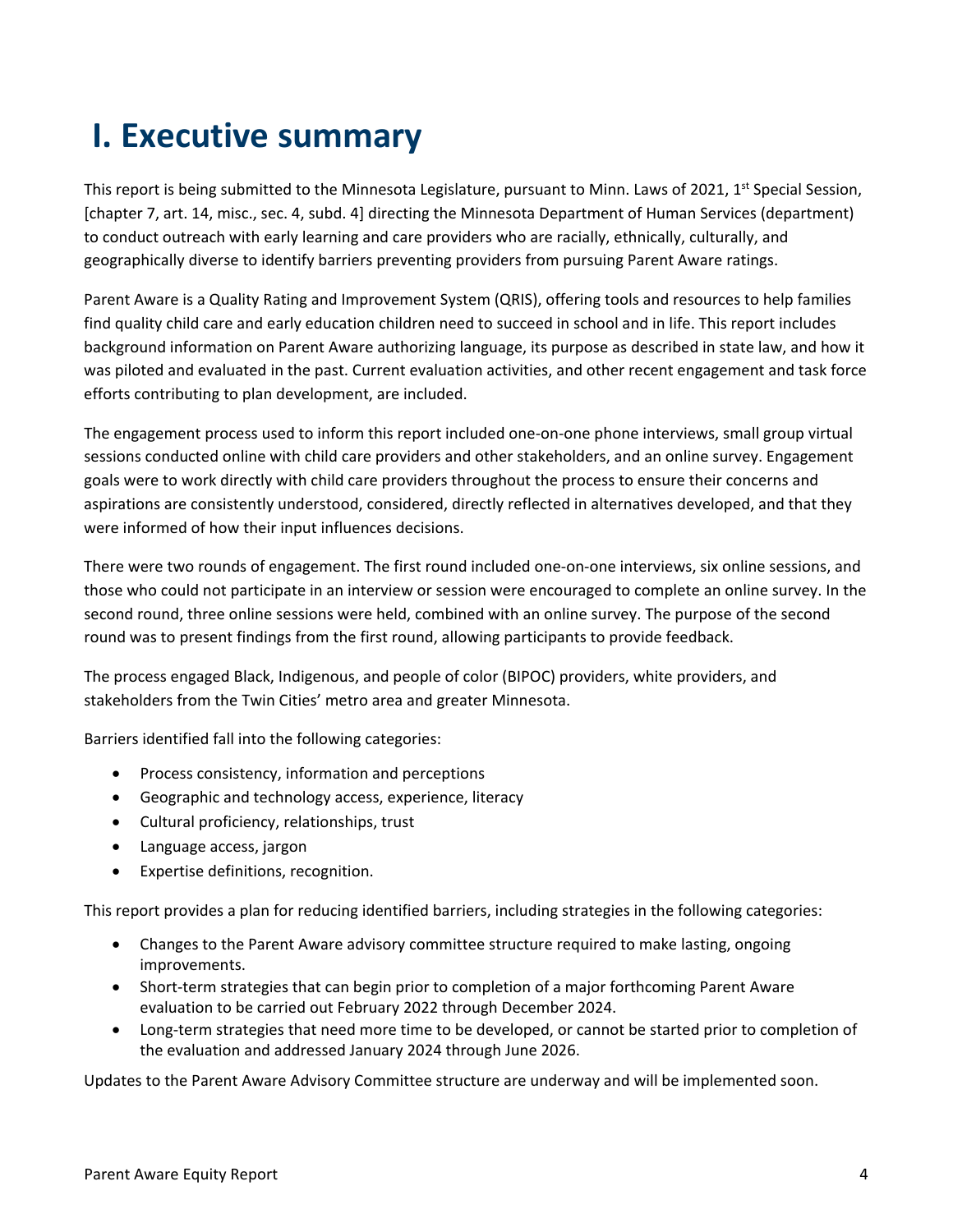# I. Executive summary

This report is being submitted to the Minnesota Legislature, pursuant to Minn. Laws of 2021, 1st Special Session, [chapter 7, art. 14, misc., sec. 4, subd. 4] directing the Minnesota Department of Human Services (department) to conduct outreach with early learning and care providers who are racially, ethnically, culturally, and geographically diverse to identify barriers preventing providers from pursuing Parent Aware ratings.

Parent Aware is a Quality Rating and Improvement System (QRIS), offering tools and resources to help families find quality child care and early education children need to succeed in school and in life. This report includes background information on Parent Aware authorizing language, its purpose as described in state law, and how it was piloted and evaluated in the past. Current evaluation activities, and other recent engagement and task force efforts contributing to plan development, are included.

The engagement process used to inform this report included one-on-one phone interviews, small group virtual sessions conducted online with child care providers and other stakeholders, and an online survey. Engagement goals were to work directly with child care providers throughout the process to ensure their concerns and aspirations are consistently understood, considered, directly reflected in alternatives developed, and that they were informed of how their input influences decisions.

There were two rounds of engagement. The first round included one-on-one interviews, six online sessions, and those who could not participate in an interview or session were encouraged to complete an online survey. In the second round, three online sessions were held, combined with an online survey. The purpose of the second round was to present findings from the first round, allowing participants to provide feedback.

The process engaged Black, Indigenous, and people of color (BIPOC) providers, white providers, and stakeholders from the Twin Cities' metro area and greater Minnesota.

Barriers identified fall into the following categories:

- Process consistency, information and perceptions
- Geographic and technology access, experience, literacy
- Cultural proficiency, relationships, trust
- Language access, jargon
- Expertise definitions, recognition.

This report provides a plan for reducing identified barriers, including strategies in the following categories:

- Changes to the Parent Aware advisory committee structure required to make lasting, ongoing improvements.
- Short-term strategies that can begin prior to completion of a major forthcoming Parent Aware evaluation to be carried out February 2022 through December 2024.
- Long-term strategies that need more time to be developed, or cannot be started prior to completion of the evaluation and addressed January 2024 through June 2026.

Updates to the Parent Aware Advisory Committee structure are underway and will be implemented soon.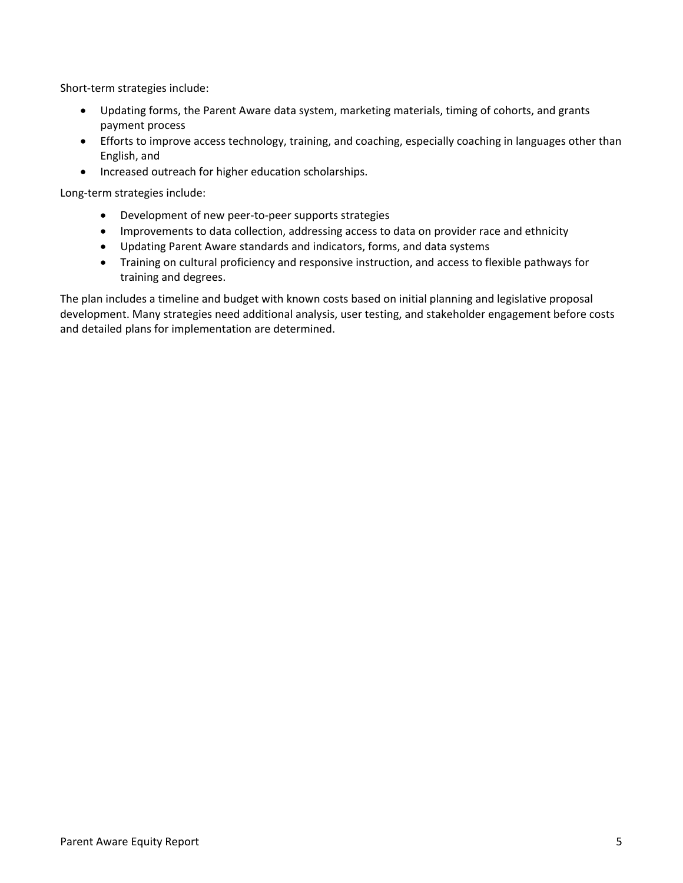Short-term strategies include:

- Updating forms, the Parent Aware data system, marketing materials, timing of cohorts, and grants payment process
- Efforts to improve access technology, training, and coaching, especially coaching in languages other than English, and
- Increased outreach for higher education scholarships.

Long-term strategies include:

- Development of new peer-to-peer supports strategies
- Improvements to data collection, addressing access to data on provider race and ethnicity
- Updating Parent Aware standards and indicators, forms, and data systems
- Training on cultural proficiency and responsive instruction, and access to flexible pathways for training and degrees.

The plan includes a timeline and budget with known costs based on initial planning and legislative proposal development. Many strategies need additional analysis, user testing, and stakeholder engagement before costs and detailed plans for implementation are determined.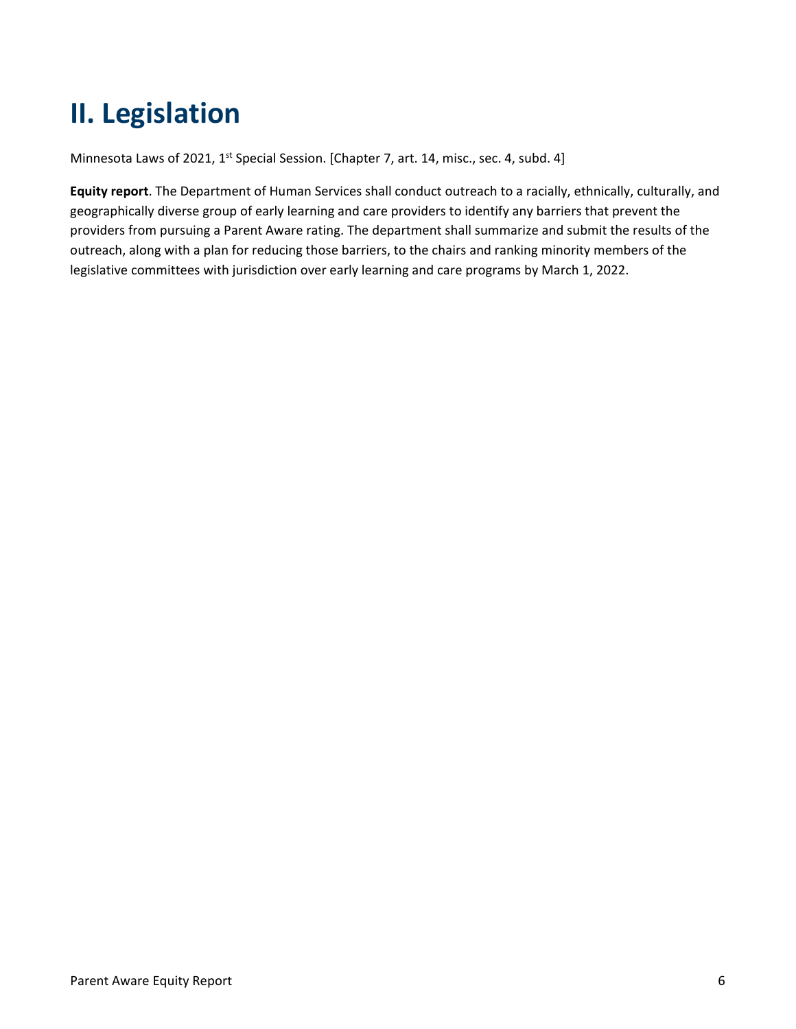# II. Legislation

Minnesota Laws of 2021, 1st Special Session. [Chapter 7, art. 14, misc., sec. 4, subd. 4]

**Equity report**. The Department of Human Services shall conduct outreach to a racially, ethnically, culturally, and geographically diverse group of early learning and care providers to identify any barriers that prevent the providers from pursuing a Parent Aware rating. The department shall summarize and submit the results of the outreach, along with a plan for reducing those barriers, to the chairs and ranking minority members of the legislative committees with jurisdiction over early learning and care programs by March 1, 2022.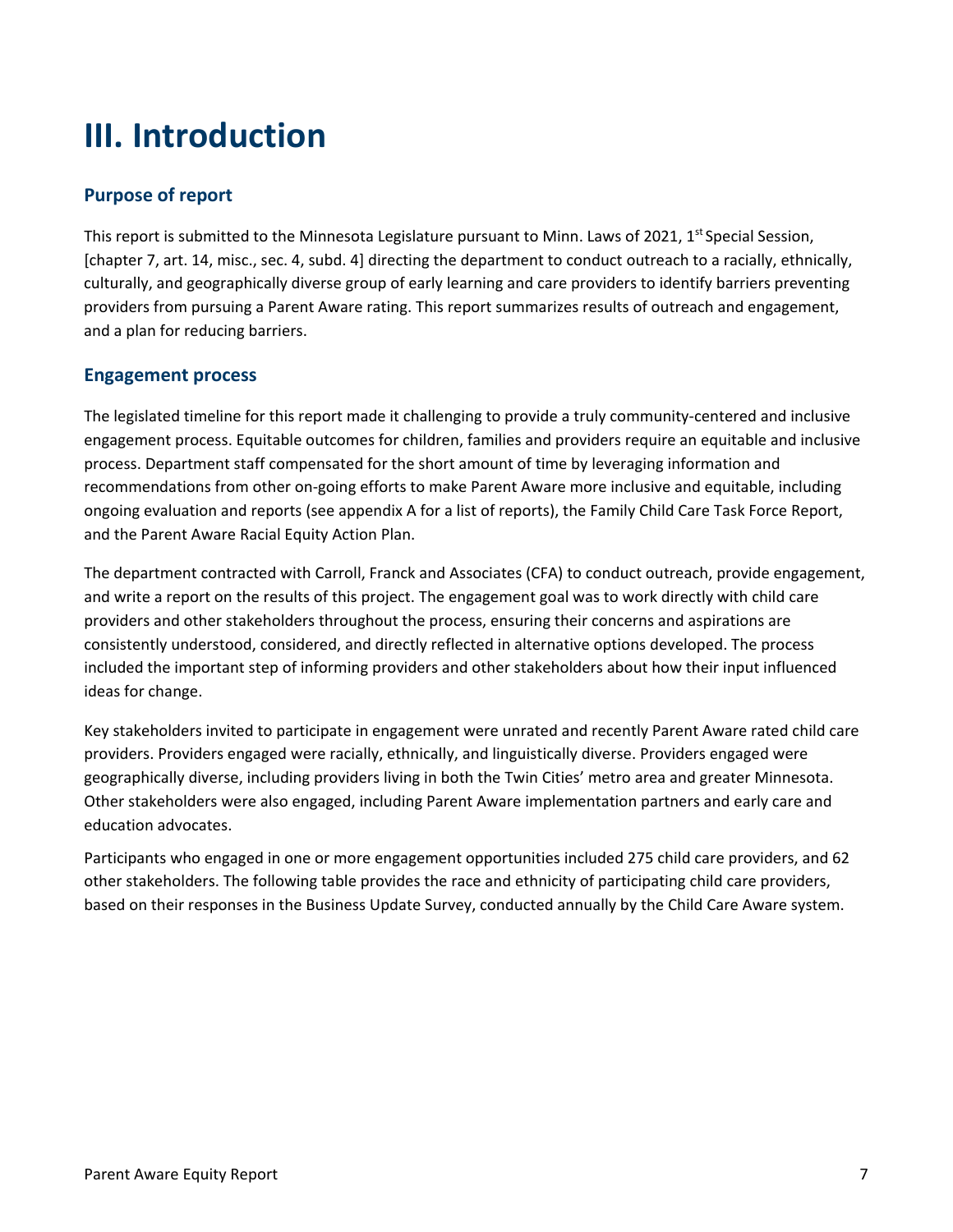# III. Introduction

## Purpose of report

This report is submitted to the Minnesota Legislature pursuant to Minn. Laws of 2021, 1st Special Session, [chapter 7, art. 14, misc., sec. 4, subd. 4] directing the department to conduct outreach to a racially, ethnically, culturally, and geographically diverse group of early learning and care providers to identify barriers preventing providers from pursuing a Parent Aware rating. This report summarizes results of outreach and engagement, and a plan for reducing barriers.

## Engagement process

The legislated timeline for this report made it challenging to provide a truly community-centered and inclusive engagement process. Equitable outcomes for children, families and providers require an equitable and inclusive process. Department staff compensated for the short amount of time by leveraging information and recommendations from other on-going efforts to make Parent Aware more inclusive and equitable, including ongoing evaluation and reports (see appendix A for a list of reports), the Family Child Care Task Force Report, and the Parent Aware Racial Equity Action Plan.

The department contracted with Carroll, Franck and Associates (CFA) to conduct outreach, provide engagement, and write a report on the results of this project. The engagement goal was to work directly with child care providers and other stakeholders throughout the process, ensuring their concerns and aspirations are consistently understood, considered, and directly reflected in alternative options developed. The process included the important step of informing providers and other stakeholders about how their input influenced ideas for change.

Key stakeholders invited to participate in engagement were unrated and recently Parent Aware rated child care providers. Providers engaged were racially, ethnically, and linguistically diverse. Providers engaged were geographically diverse, including providers living in both the Twin Cities' metro area and greater Minnesota. Other stakeholders were also engaged, including Parent Aware implementation partners and early care and education advocates.

Participants who engaged in one or more engagement opportunities included 275 child care providers, and 62 other stakeholders. The following table provides the race and ethnicity of participating child care providers, based on their responses in the Business Update Survey, conducted annually by the Child Care Aware system.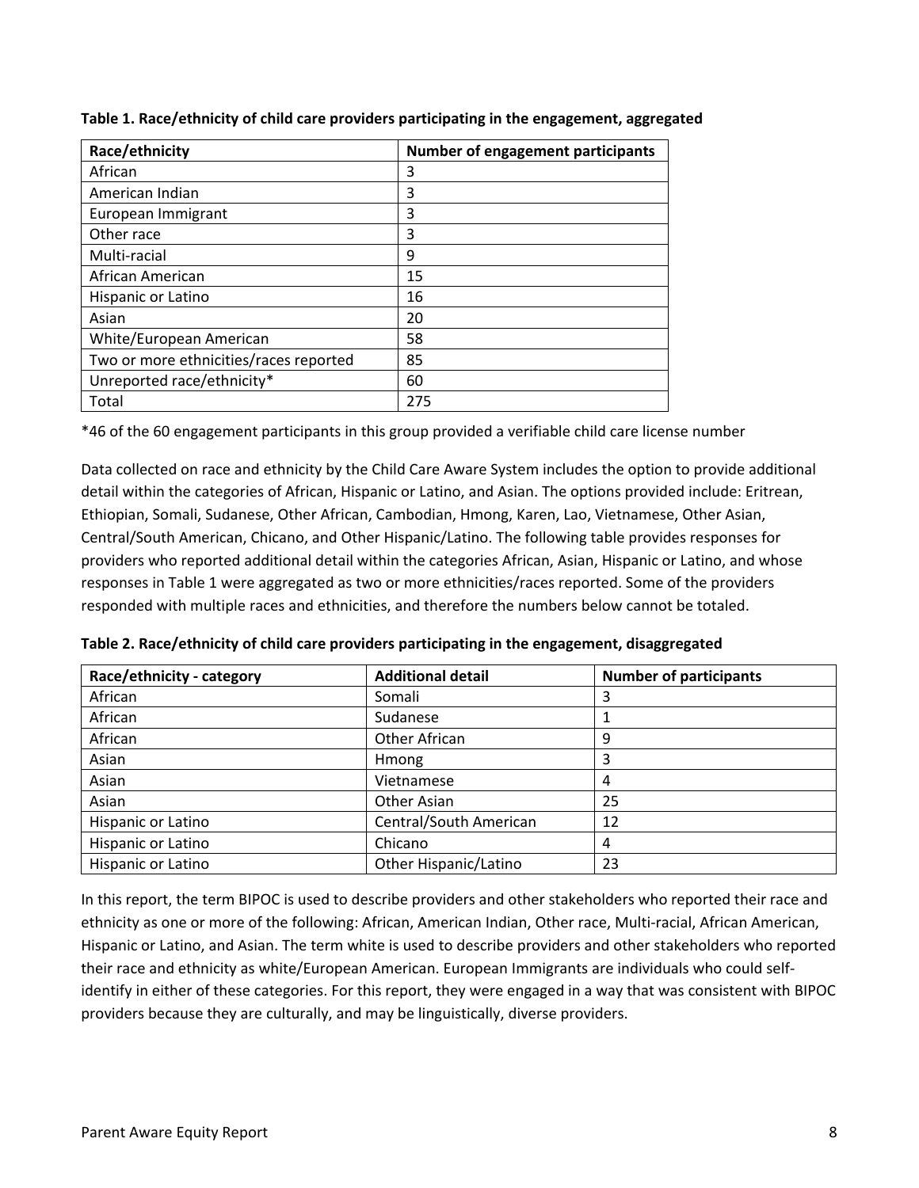**Table 1. Race/ethnicity of child care providers participating in the engagement, aggregated**

| Race/ethnicity | Number of engagement participants |
|---|---|
| African | 3 |
| American Indian | 3 |
| European Immigrant | 3 |
| Other race | 3 |
| Multi-racial | 9 |
| African American | 15 |
| Hispanic or Latino | 16 |
| Asian | 20 |
| White/European American | 58 |
| Two or more ethnicities/races reported | 85 |
| Unreported race/ethnicity* | 60 |
| Total | 275 |

*46 of the 60 engagement participants in this group provided a verifiable child care license number

Data collected on race and ethnicity by the Child Care Aware System includes the option to provide additional detail within the categories of African, Hispanic or Latino, and Asian. The options provided include: Eritrean, Ethiopian, Somali, Sudanese, Other African, Cambodian, Hmong, Karen, Lao, Vietnamese, Other Asian, Central/South American, Chicano, and Other Hispanic/Latino. The following table provides responses for providers who reported additional detail within the categories African, Asian, Hispanic or Latino, and whose responses in Table 1 were aggregated as two or more ethnicities/races reported. Some of the providers responded with multiple races and ethnicities, and therefore the numbers below cannot be totaled.

**Table 2. Race/ethnicity of child care providers participating in the engagement, disaggregated**

| Race/ethnicity - category | Additional detail | Number of participants |
|---|---|---|
| African | Somali | 3 |
| African | Sudanese | 1 |
| African | Other African | 9 |
| Asian | Hmong | 3 |
| Asian | Vietnamese | 4 |
| Asian | Other Asian | 25 |
| Hispanic or Latino | Central/South American | 12 |
| Hispanic or Latino | Chicano | 4 |
| Hispanic or Latino | Other Hispanic/Latino | 23 |

In this report, the term BIPOC is used to describe providers and other stakeholders who reported their race and ethnicity as one or more of the following: African, American Indian, Other race, Multi-racial, African American, Hispanic or Latino, and Asian. The term white is used to describe providers and other stakeholders who reported their race and ethnicity as white/European American. European Immigrants are individuals who could self-identify in either of these categories. For this report, they were engaged in a way that was consistent with BIPOC providers because they are culturally, and may be linguistically, diverse providers.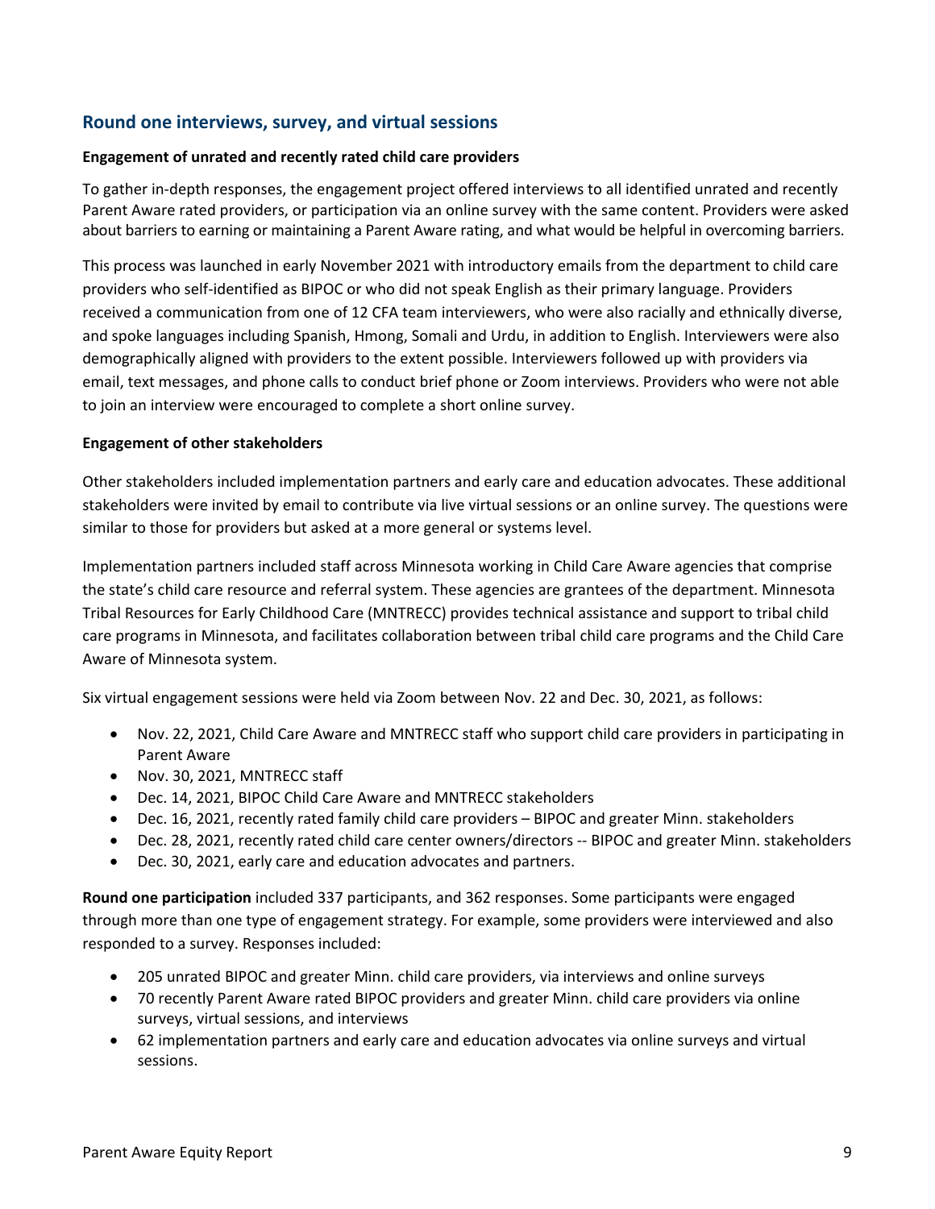## Round one interviews, survey, and virtual sessions

**Engagement of unrated and recently rated child care providers**

To gather in-depth responses, the engagement project offered interviews to all identified unrated and recently Parent Aware rated providers, or participation via an online survey with the same content. Providers were asked about barriers to earning or maintaining a Parent Aware rating, and what would be helpful in overcoming barriers.

This process was launched in early November 2021 with introductory emails from the department to child care providers who self-identified as BIPOC or who did not speak English as their primary language. Providers received a communication from one of 12 CFA team interviewers, who were also racially and ethnically diverse, and spoke languages including Spanish, Hmong, Somali and Urdu, in addition to English. Interviewers were also demographically aligned with providers to the extent possible. Interviewers followed up with providers via email, text messages, and phone calls to conduct brief phone or Zoom interviews. Providers who were not able to join an interview were encouraged to complete a short online survey.

**Engagement of other stakeholders**

Other stakeholders included implementation partners and early care and education advocates. These additional stakeholders were invited by email to contribute via live virtual sessions or an online survey. The questions were similar to those for providers but asked at a more general or systems level.

Implementation partners included staff across Minnesota working in Child Care Aware agencies that comprise the state's child care resource and referral system. These agencies are grantees of the department. Minnesota Tribal Resources for Early Childhood Care (MNTRECC) provides technical assistance and support to tribal child care programs in Minnesota, and facilitates collaboration between tribal child care programs and the Child Care Aware of Minnesota system.

Six virtual engagement sessions were held via Zoom between Nov. 22 and Dec. 30, 2021, as follows:

- Nov. 22, 2021, Child Care Aware and MNTRECC staff who support child care providers in participating in Parent Aware
- Nov. 30, 2021, MNTRECC staff
- Dec. 14, 2021, BIPOC Child Care Aware and MNTRECC stakeholders
- Dec. 16, 2021, recently rated family child care providers – BIPOC and greater Minn. stakeholders
- Dec. 28, 2021, recently rated child care center owners/directors -- BIPOC and greater Minn. stakeholders
- Dec. 30, 2021, early care and education advocates and partners.

**Round one participation** included 337 participants, and 362 responses. Some participants were engaged through more than one type of engagement strategy. For example, some providers were interviewed and also responded to a survey. Responses included:

- 205 unrated BIPOC and greater Minn. child care providers, via interviews and online surveys
- 70 recently Parent Aware rated BIPOC providers and greater Minn. child care providers via online surveys, virtual sessions, and interviews
- 62 implementation partners and early care and education advocates via online surveys and virtual sessions.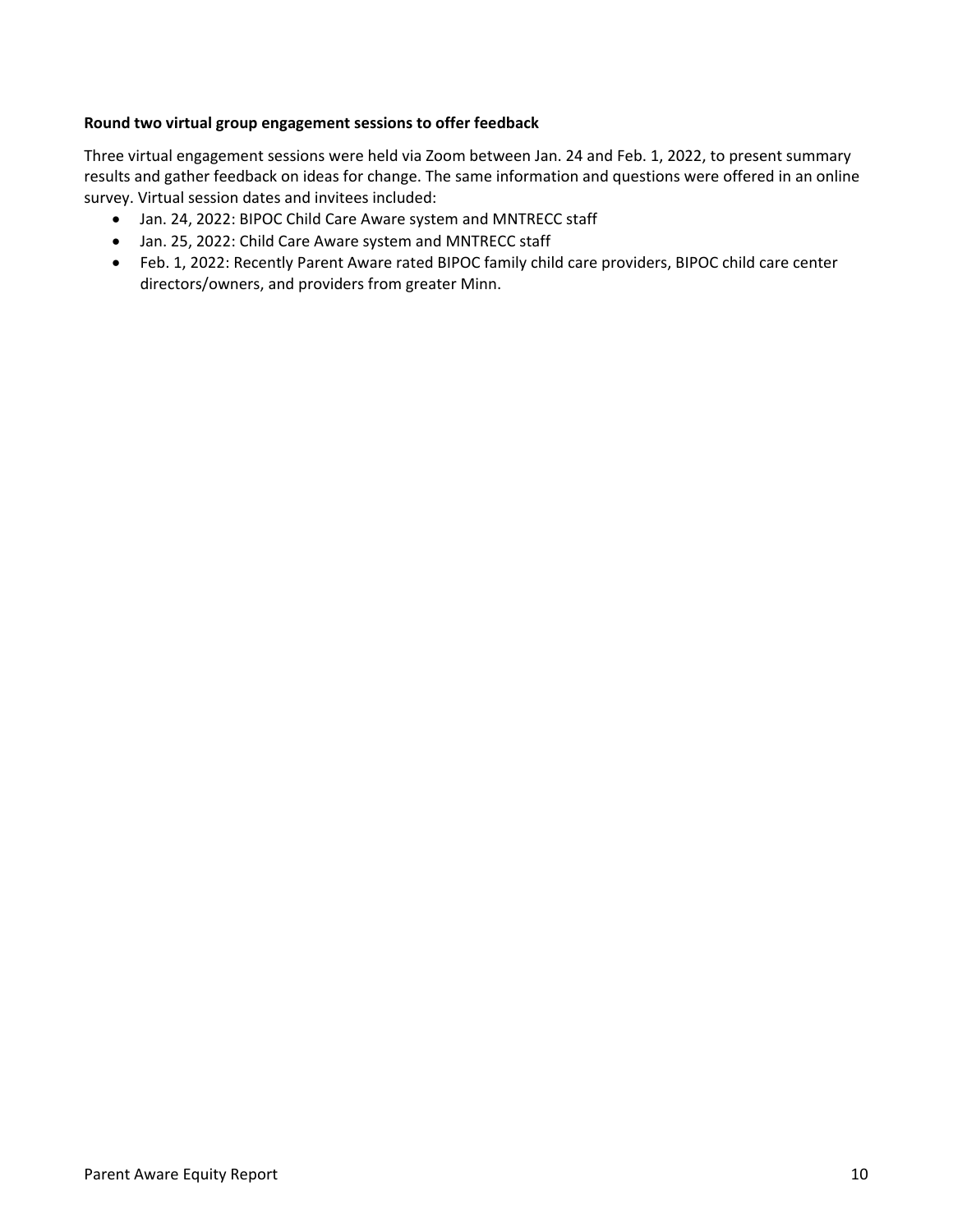**Round two virtual group engagement sessions to offer feedback**

Three virtual engagement sessions were held via Zoom between Jan. 24 and Feb. 1, 2022, to present summary results and gather feedback on ideas for change. The same information and questions were offered in an online survey. Virtual session dates and invitees included:

- Jan. 24, 2022: BIPOC Child Care Aware system and MNTRECC staff
- Jan. 25, 2022: Child Care Aware system and MNTRECC staff
- Feb. 1, 2022: Recently Parent Aware rated BIPOC family child care providers, BIPOC child care center directors/owners, and providers from greater Minn.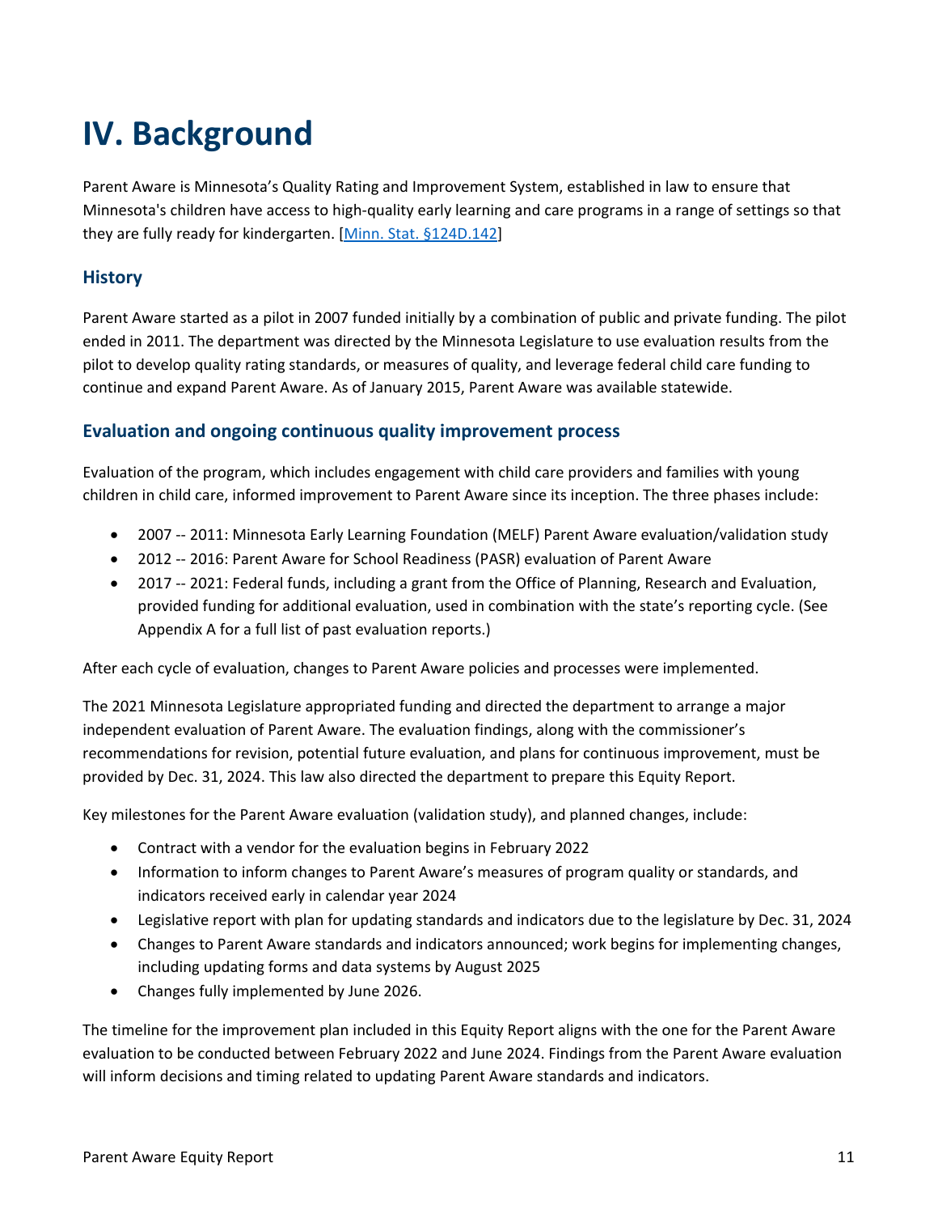# IV. Background

Parent Aware is Minnesota's Quality Rating and Improvement System, established in law to ensure that Minnesota's children have access to high-quality early learning and care programs in a range of settings so that they are fully ready for kindergarten. [Minn. Stat. §124D.142]

## History

Parent Aware started as a pilot in 2007 funded initially by a combination of public and private funding. The pilot ended in 2011. The department was directed by the Minnesota Legislature to use evaluation results from the pilot to develop quality rating standards, or measures of quality, and leverage federal child care funding to continue and expand Parent Aware. As of January 2015, Parent Aware was available statewide.

## Evaluation and ongoing continuous quality improvement process

Evaluation of the program, which includes engagement with child care providers and families with young children in child care, informed improvement to Parent Aware since its inception. The three phases include:

- 2007 -- 2011: Minnesota Early Learning Foundation (MELF) Parent Aware evaluation/validation study
- 2012 -- 2016: Parent Aware for School Readiness (PASR) evaluation of Parent Aware
- 2017 -- 2021: Federal funds, including a grant from the Office of Planning, Research and Evaluation, provided funding for additional evaluation, used in combination with the state's reporting cycle. (See Appendix A for a full list of past evaluation reports.)

After each cycle of evaluation, changes to Parent Aware policies and processes were implemented.

The 2021 Minnesota Legislature appropriated funding and directed the department to arrange a major independent evaluation of Parent Aware. The evaluation findings, along with the commissioner's recommendations for revision, potential future evaluation, and plans for continuous improvement, must be provided by Dec. 31, 2024. This law also directed the department to prepare this Equity Report.

Key milestones for the Parent Aware evaluation (validation study), and planned changes, include:

- Contract with a vendor for the evaluation begins in February 2022
- Information to inform changes to Parent Aware's measures of program quality or standards, and indicators received early in calendar year 2024
- Legislative report with plan for updating standards and indicators due to the legislature by Dec. 31, 2024
- Changes to Parent Aware standards and indicators announced; work begins for implementing changes, including updating forms and data systems by August 2025
- Changes fully implemented by June 2026.

The timeline for the improvement plan included in this Equity Report aligns with the one for the Parent Aware evaluation to be conducted between February 2022 and June 2024. Findings from the Parent Aware evaluation will inform decisions and timing related to updating Parent Aware standards and indicators.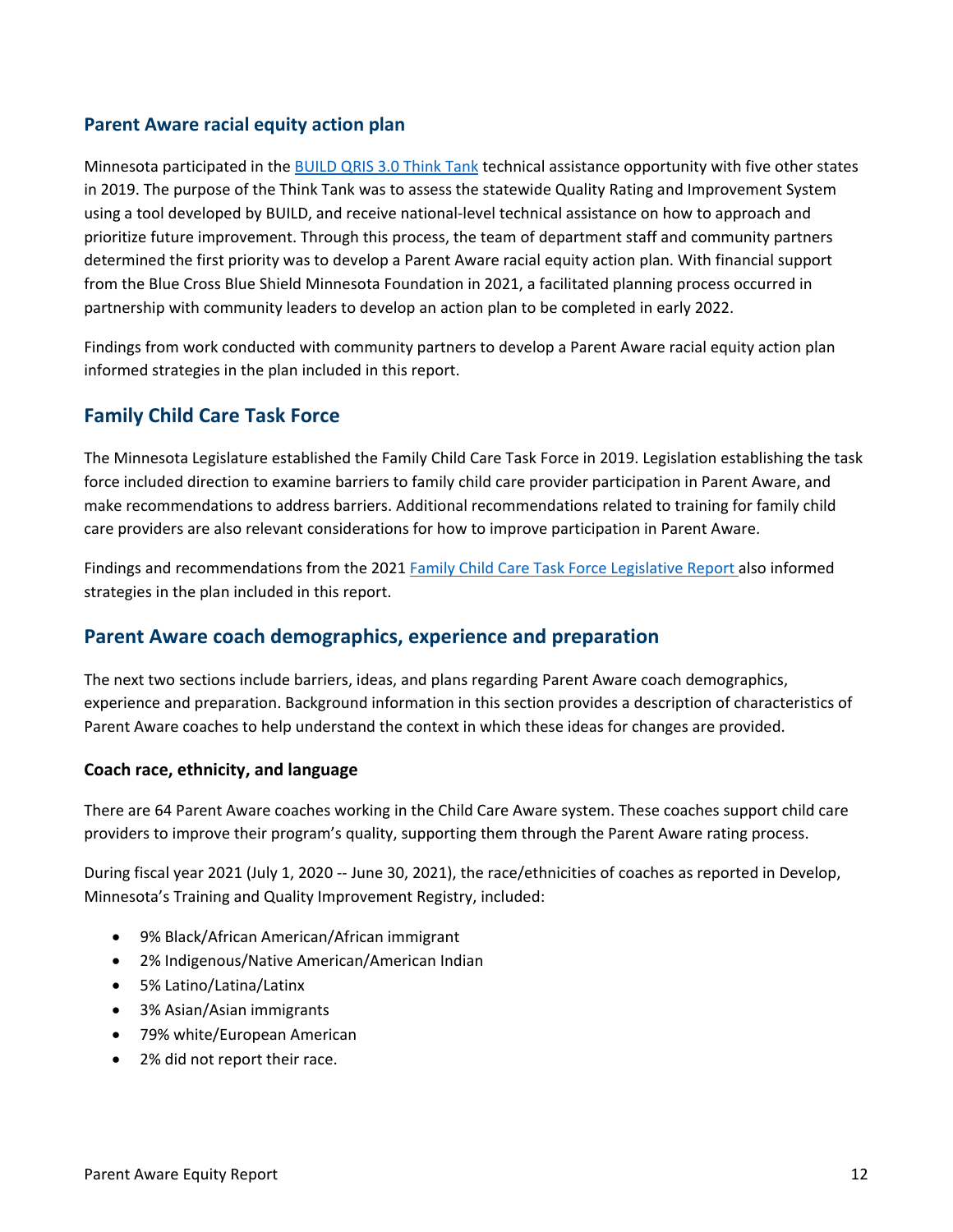## Parent Aware racial equity action plan

Minnesota participated in the BUILD QRIS 3.0 Think Tank technical assistance opportunity with five other states in 2019. The purpose of the Think Tank was to assess the statewide Quality Rating and Improvement System using a tool developed by BUILD, and receive national-level technical assistance on how to approach and prioritize future improvement. Through this process, the team of department staff and community partners determined the first priority was to develop a Parent Aware racial equity action plan. With financial support from the Blue Cross Blue Shield Minnesota Foundation in 2021, a facilitated planning process occurred in partnership with community leaders to develop an action plan to be completed in early 2022.

Findings from work conducted with community partners to develop a Parent Aware racial equity action plan informed strategies in the plan included in this report.

## Family Child Care Task Force

The Minnesota Legislature established the Family Child Care Task Force in 2019. Legislation establishing the task force included direction to examine barriers to family child care provider participation in Parent Aware, and make recommendations to address barriers. Additional recommendations related to training for family child care providers are also relevant considerations for how to improve participation in Parent Aware.

Findings and recommendations from the 2021 Family Child Care Task Force Legislative Report also informed strategies in the plan included in this report.

## Parent Aware coach demographics, experience and preparation

The next two sections include barriers, ideas, and plans regarding Parent Aware coach demographics, experience and preparation. Background information in this section provides a description of characteristics of Parent Aware coaches to help understand the context in which these ideas for changes are provided.

### Coach race, ethnicity, and language

There are 64 Parent Aware coaches working in the Child Care Aware system. These coaches support child care providers to improve their program's quality, supporting them through the Parent Aware rating process.

During fiscal year 2021 (July 1, 2020 -- June 30, 2021), the race/ethnicities of coaches as reported in Develop, Minnesota's Training and Quality Improvement Registry, included:

- 9% Black/African American/African immigrant
- 2% Indigenous/Native American/American Indian
- 5% Latino/Latina/Latinx
- 3% Asian/Asian immigrants
- 79% white/European American
- 2% did not report their race.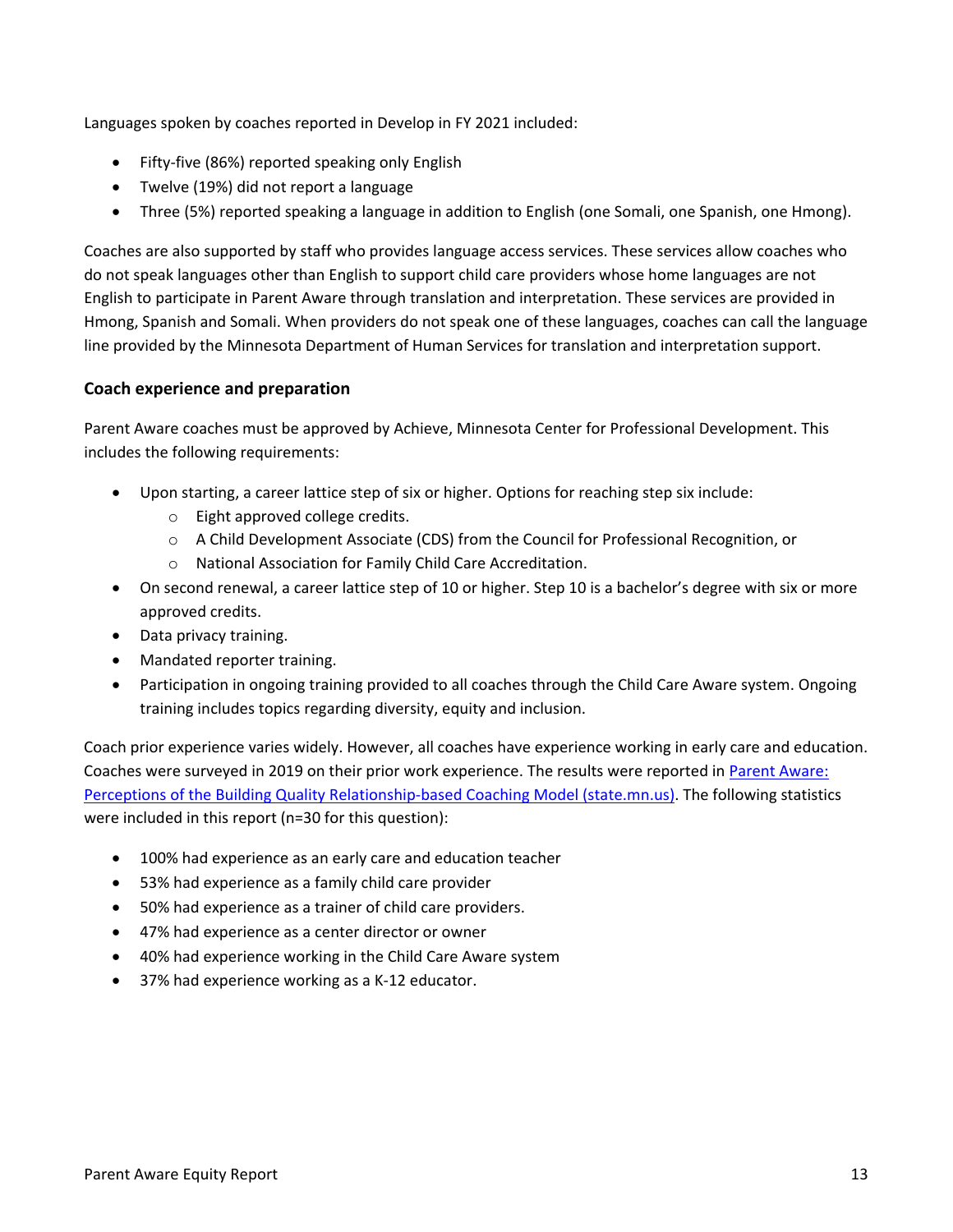Languages spoken by coaches reported in Develop in FY 2021 included:

- Fifty-five (86%) reported speaking only English
- Twelve (19%) did not report a language
- Three (5%) reported speaking a language in addition to English (one Somali, one Spanish, one Hmong).

Coaches are also supported by staff who provides language access services. These services allow coaches who do not speak languages other than English to support child care providers whose home languages are not English to participate in Parent Aware through translation and interpretation. These services are provided in Hmong, Spanish and Somali. When providers do not speak one of these languages, coaches can call the language line provided by the Minnesota Department of Human Services for translation and interpretation support.

### Coach experience and preparation

Parent Aware coaches must be approved by Achieve, Minnesota Center for Professional Development. This includes the following requirements:

- Upon starting, a career lattice step of six or higher. Options for reaching step six include:
  - Eight approved college credits.
  - A Child Development Associate (CDS) from the Council for Professional Recognition, or
  - National Association for Family Child Care Accreditation.
- On second renewal, a career lattice step of 10 or higher. Step 10 is a bachelor's degree with six or more approved credits.
- Data privacy training.
- Mandated reporter training.
- Participation in ongoing training provided to all coaches through the Child Care Aware system. Ongoing training includes topics regarding diversity, equity and inclusion.

Coach prior experience varies widely. However, all coaches have experience working in early care and education. Coaches were surveyed in 2019 on their prior work experience. The results were reported in [Parent Aware: Perceptions of the Building Quality Relationship-based Coaching Model (state.mn.us)](). The following statistics were included in this report (n=30 for this question):

- 100% had experience as an early care and education teacher
- 53% had experience as a family child care provider
- 50% had experience as a trainer of child care providers.
- 47% had experience as a center director or owner
- 40% had experience working in the Child Care Aware system
- 37% had experience working as a K-12 educator.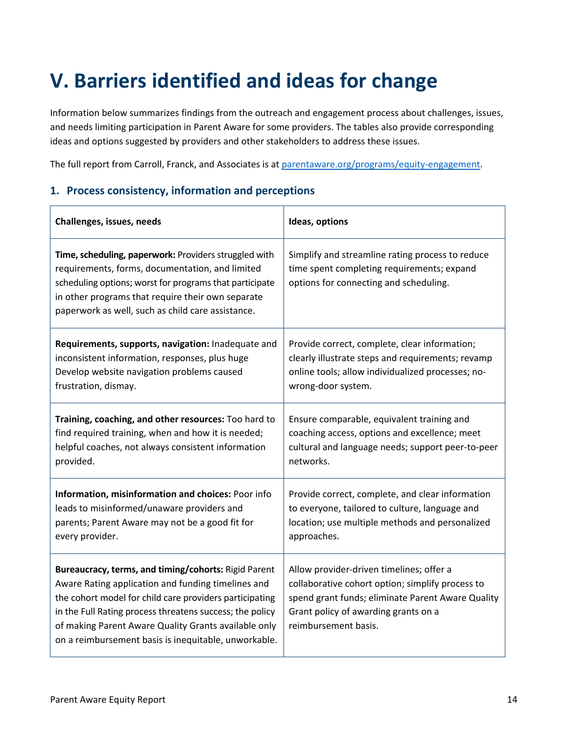# V. Barriers identified and ideas for change

Information below summarizes findings from the outreach and engagement process about challenges, issues, and needs limiting participation in Parent Aware for some providers. The tables also provide corresponding ideas and options suggested by providers and other stakeholders to address these issues.

The full report from Carroll, Franck, and Associates is at [parentaware.org/programs/equity-engagement](parentaware.org/programs/equity-engagement).

## 1. Process consistency, information and perceptions

| Challenges, issues, needs | Ideas, options |
|---|---|
| **Time, scheduling, paperwork:** Providers struggled with requirements, forms, documentation, and limited scheduling options; worst for programs that participate in other programs that require their own separate paperwork as well, such as child care assistance. | Simplify and streamline rating process to reduce time spent completing requirements; expand options for connecting and scheduling. |
| **Requirements, supports, navigation:** Inadequate and inconsistent information, responses, plus huge Develop website navigation problems caused frustration, dismay. | Provide correct, complete, clear information; clearly illustrate steps and requirements; revamp online tools; allow individualized processes; no-wrong-door system. |
| **Training, coaching, and other resources:** Too hard to find required training, when and how it is needed; helpful coaches, not always consistent information provided. | Ensure comparable, equivalent training and coaching access, options and excellence; meet cultural and language needs; support peer-to-peer networks. |
| **Information, misinformation and choices:** Poor info leads to misinformed/unaware providers and parents; Parent Aware may not be a good fit for every provider. | Provide correct, complete, and clear information to everyone, tailored to culture, language and location; use multiple methods and personalized approaches. |
| **Bureaucracy, terms, and timing/cohorts:** Rigid Parent Aware Rating application and funding timelines and the cohort model for child care providers participating in the Full Rating process threatens success; the policy of making Parent Aware Quality Grants available only on a reimbursement basis is inequitable, unworkable. | Allow provider-driven timelines; offer a collaborative cohort option; simplify process to spend grant funds; eliminate Parent Aware Quality Grant policy of awarding grants on a reimbursement basis. |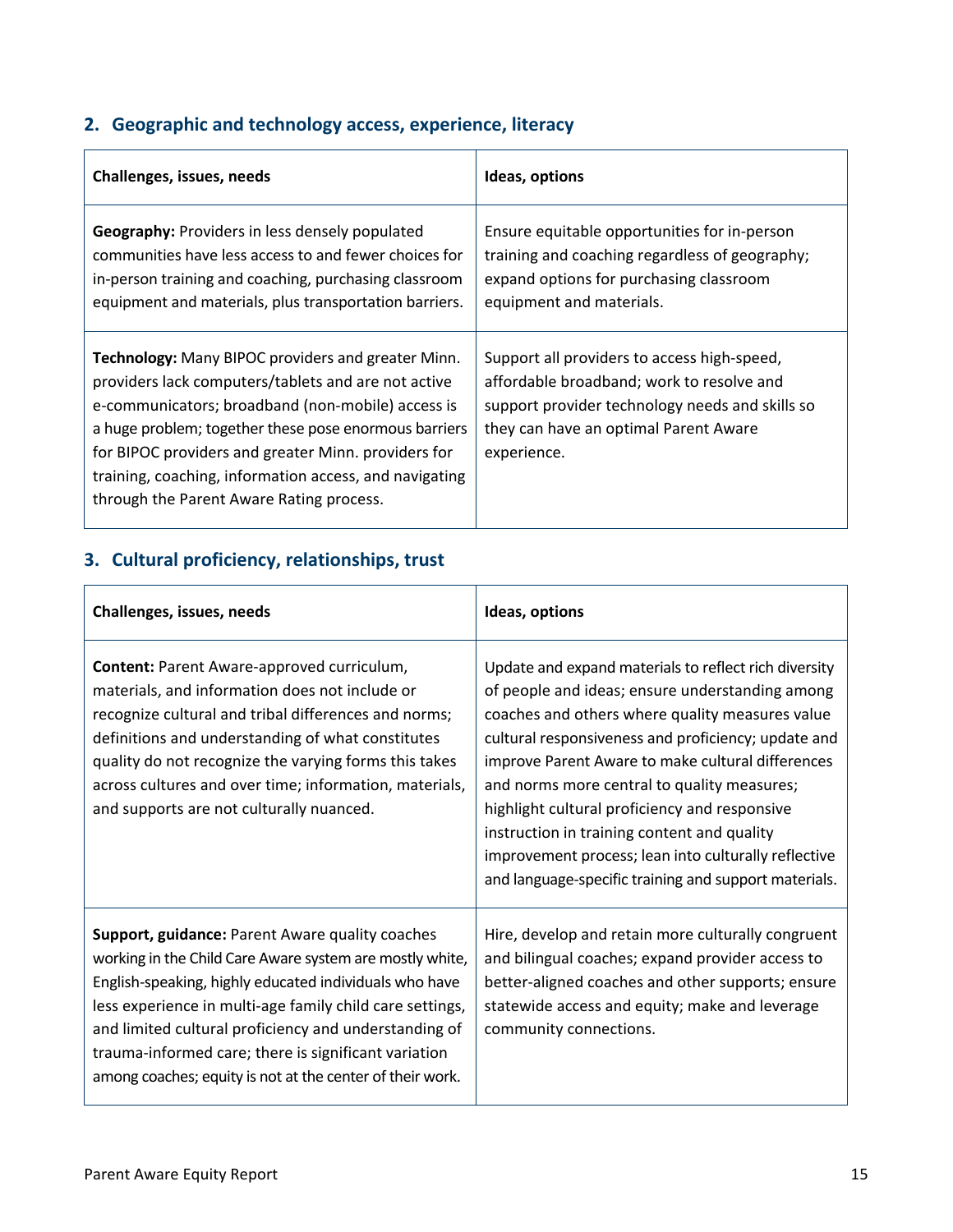## 2. Geographic and technology access, experience, literacy

| Challenges, issues, needs | Ideas, options |
| --- | --- |
| **Geography:** Providers in less densely populated communities have less access to and fewer choices for in-person training and coaching, purchasing classroom equipment and materials, plus transportation barriers. | Ensure equitable opportunities for in-person training and coaching regardless of geography; expand options for purchasing classroom equipment and materials. |
| **Technology:** Many BIPOC providers and greater Minn. providers lack computers/tablets and are not active e-communicators; broadband (non-mobile) access is a huge problem; together these pose enormous barriers for BIPOC providers and greater Minn. providers for training, coaching, information access, and navigating through the Parent Aware Rating process. | Support all providers to access high-speed, affordable broadband; work to resolve and support provider technology needs and skills so they can have an optimal Parent Aware experience. |

## 3. Cultural proficiency, relationships, trust

| Challenges, issues, needs | Ideas, options |
| --- | --- |
| **Content:** Parent Aware-approved curriculum, materials, and information does not include or recognize cultural and tribal differences and norms; definitions and understanding of what constitutes quality do not recognize the varying forms this takes across cultures and over time; information, materials, and supports are not culturally nuanced. | Update and expand materials to reflect rich diversity of people and ideas; ensure understanding among coaches and others where quality measures value cultural responsiveness and proficiency; update and improve Parent Aware to make cultural differences and norms more central to quality measures; highlight cultural proficiency and responsive instruction in training content and quality improvement process; lean into culturally reflective and language-specific training and support materials. |
| **Support, guidance:** Parent Aware quality coaches working in the Child Care Aware system are mostly white, English-speaking, highly educated individuals who have less experience in multi-age family child care settings, and limited cultural proficiency and understanding of trauma-informed care; there is significant variation among coaches; equity is not at the center of their work. | Hire, develop and retain more culturally congruent and bilingual coaches; expand provider access to better-aligned coaches and other supports; ensure statewide access and equity; make and leverage community connections. |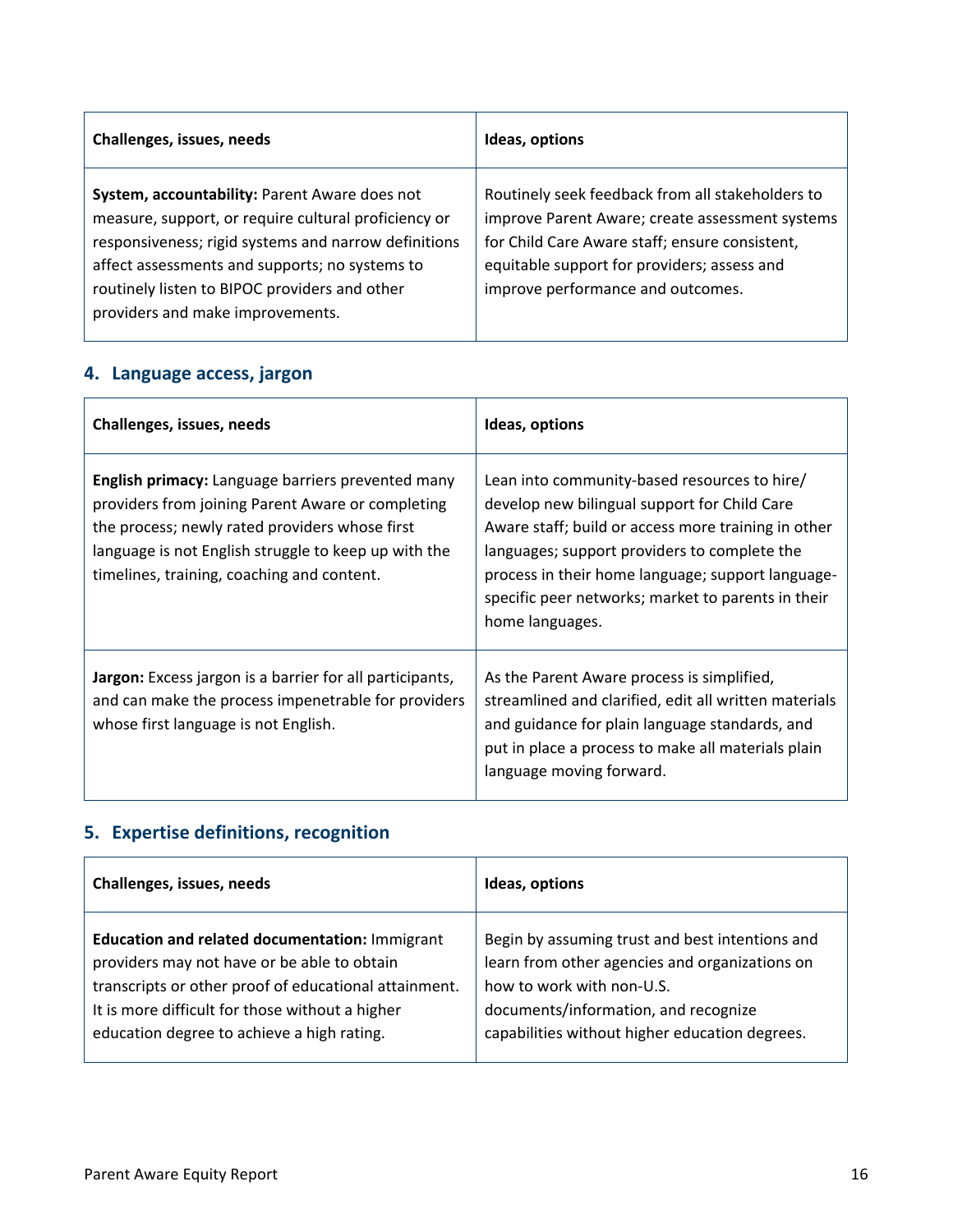| Challenges, issues, needs | Ideas, options |
|---|---|
| **System, accountability:** Parent Aware does not measure, support, or require cultural proficiency or responsiveness; rigid systems and narrow definitions affect assessments and supports; no systems to routinely listen to BIPOC providers and other providers and make improvements. | Routinely seek feedback from all stakeholders to improve Parent Aware; create assessment systems for Child Care Aware staff; ensure consistent, equitable support for providers; assess and improve performance and outcomes. |

## 4. Language access, jargon

| Challenges, issues, needs | Ideas, options |
|---|---|
| **English primacy:** Language barriers prevented many providers from joining Parent Aware or completing the process; newly rated providers whose first language is not English struggle to keep up with the timelines, training, coaching and content. | Lean into community-based resources to hire/develop new bilingual support for Child Care Aware staff; build or access more training in other languages; support providers to complete the process in their home language; support language-specific peer networks; market to parents in their home languages. |
| **Jargon:** Excess jargon is a barrier for all participants, and can make the process impenetrable for providers whose first language is not English. | As the Parent Aware process is simplified, streamlined and clarified, edit all written materials and guidance for plain language standards, and put in place a process to make all materials plain language moving forward. |

## 5. Expertise definitions, recognition

| Challenges, issues, needs | Ideas, options |
|---|---|
| **Education and related documentation:** Immigrant providers may not have or be able to obtain transcripts or other proof of educational attainment. It is more difficult for those without a higher education degree to achieve a high rating. | Begin by assuming trust and best intentions and learn from other agencies and organizations on how to work with non-U.S. documents/information, and recognize capabilities without higher education degrees. |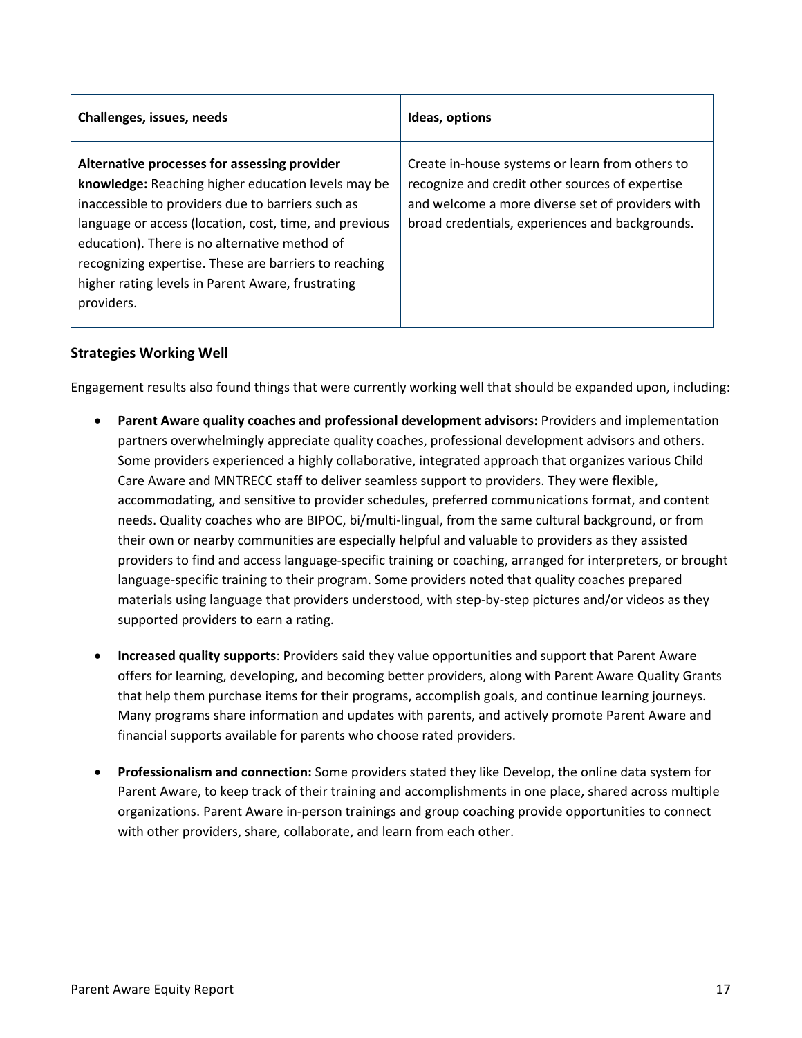| Challenges, issues, needs | Ideas, options |
| --- | --- |
| **Alternative processes for assessing provider knowledge:** Reaching higher education levels may be inaccessible to providers due to barriers such as language or access (location, cost, time, and previous education). There is no alternative method of recognizing expertise. These are barriers to reaching higher rating levels in Parent Aware, frustrating providers. | Create in-house systems or learn from others to recognize and credit other sources of expertise and welcome a more diverse set of providers with broad credentials, experiences and backgrounds. |

### Strategies Working Well

Engagement results also found things that were currently working well that should be expanded upon, including:

- **Parent Aware quality coaches and professional development advisors:** Providers and implementation partners overwhelmingly appreciate quality coaches, professional development advisors and others. Some providers experienced a highly collaborative, integrated approach that organizes various Child Care Aware and MNTRECC staff to deliver seamless support to providers. They were flexible, accommodating, and sensitive to provider schedules, preferred communications format, and content needs. Quality coaches who are BIPOC, bi/multi-lingual, from the same cultural background, or from their own or nearby communities are especially helpful and valuable to providers as they assisted providers to find and access language-specific training or coaching, arranged for interpreters, or brought language-specific training to their program. Some providers noted that quality coaches prepared materials using language that providers understood, with step-by-step pictures and/or videos as they supported providers to earn a rating.

- **Increased quality supports**: Providers said they value opportunities and support that Parent Aware offers for learning, developing, and becoming better providers, along with Parent Aware Quality Grants that help them purchase items for their programs, accomplish goals, and continue learning journeys. Many programs share information and updates with parents, and actively promote Parent Aware and financial supports available for parents who choose rated providers.

- **Professionalism and connection:** Some providers stated they like Develop, the online data system for Parent Aware, to keep track of their training and accomplishments in one place, shared across multiple organizations. Parent Aware in-person trainings and group coaching provide opportunities to connect with other providers, share, collaborate, and learn from each other.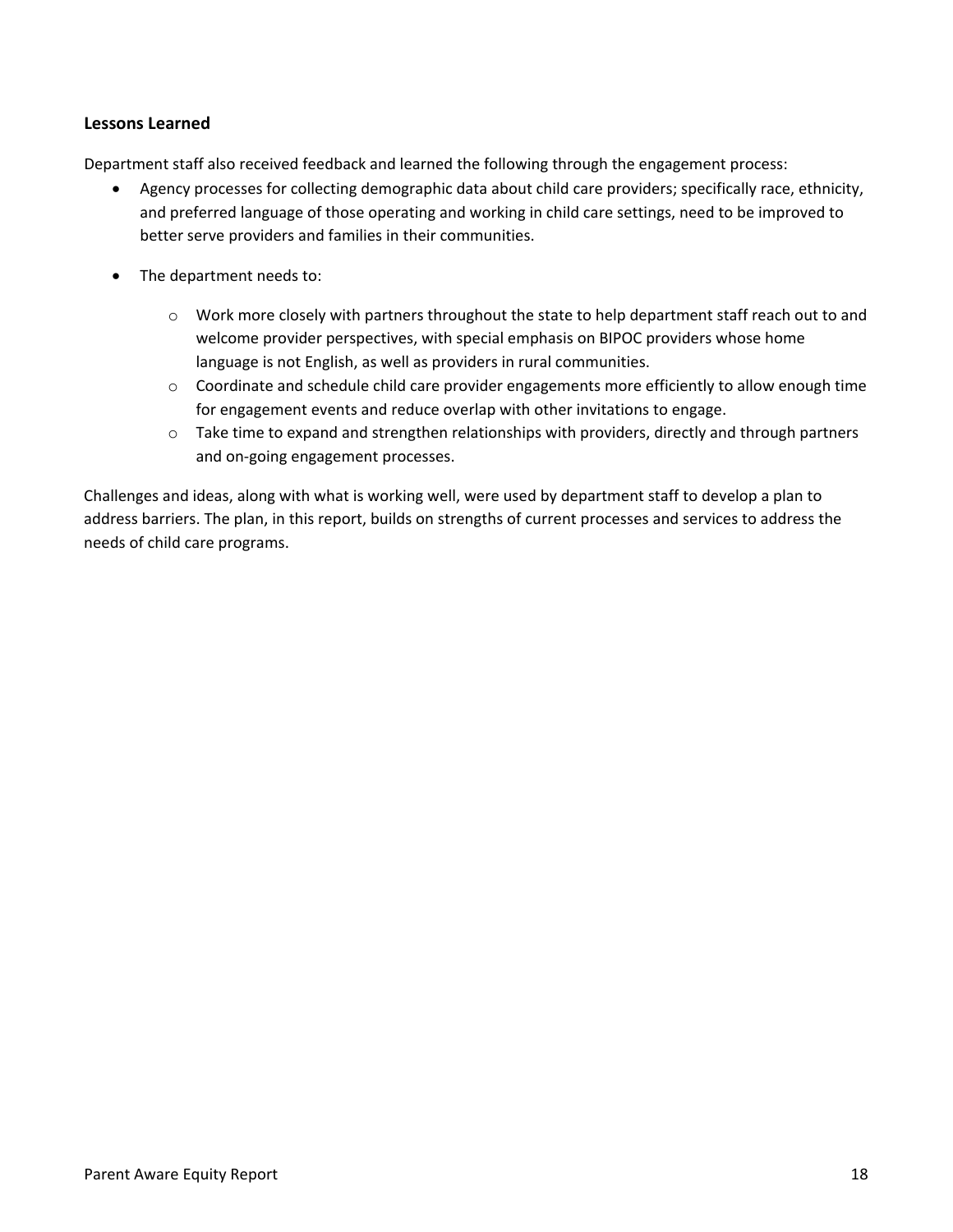### Lessons Learned

Department staff also received feedback and learned the following through the engagement process:

- Agency processes for collecting demographic data about child care providers; specifically race, ethnicity, and preferred language of those operating and working in child care settings, need to be improved to better serve providers and families in their communities.

- The department needs to:
  - Work more closely with partners throughout the state to help department staff reach out to and welcome provider perspectives, with special emphasis on BIPOC providers whose home language is not English, as well as providers in rural communities.
  - Coordinate and schedule child care provider engagements more efficiently to allow enough time for engagement events and reduce overlap with other invitations to engage.
  - Take time to expand and strengthen relationships with providers, directly and through partners and on-going engagement processes.

Challenges and ideas, along with what is working well, were used by department staff to develop a plan to address barriers. The plan, in this report, builds on strengths of current processes and services to address the needs of child care programs.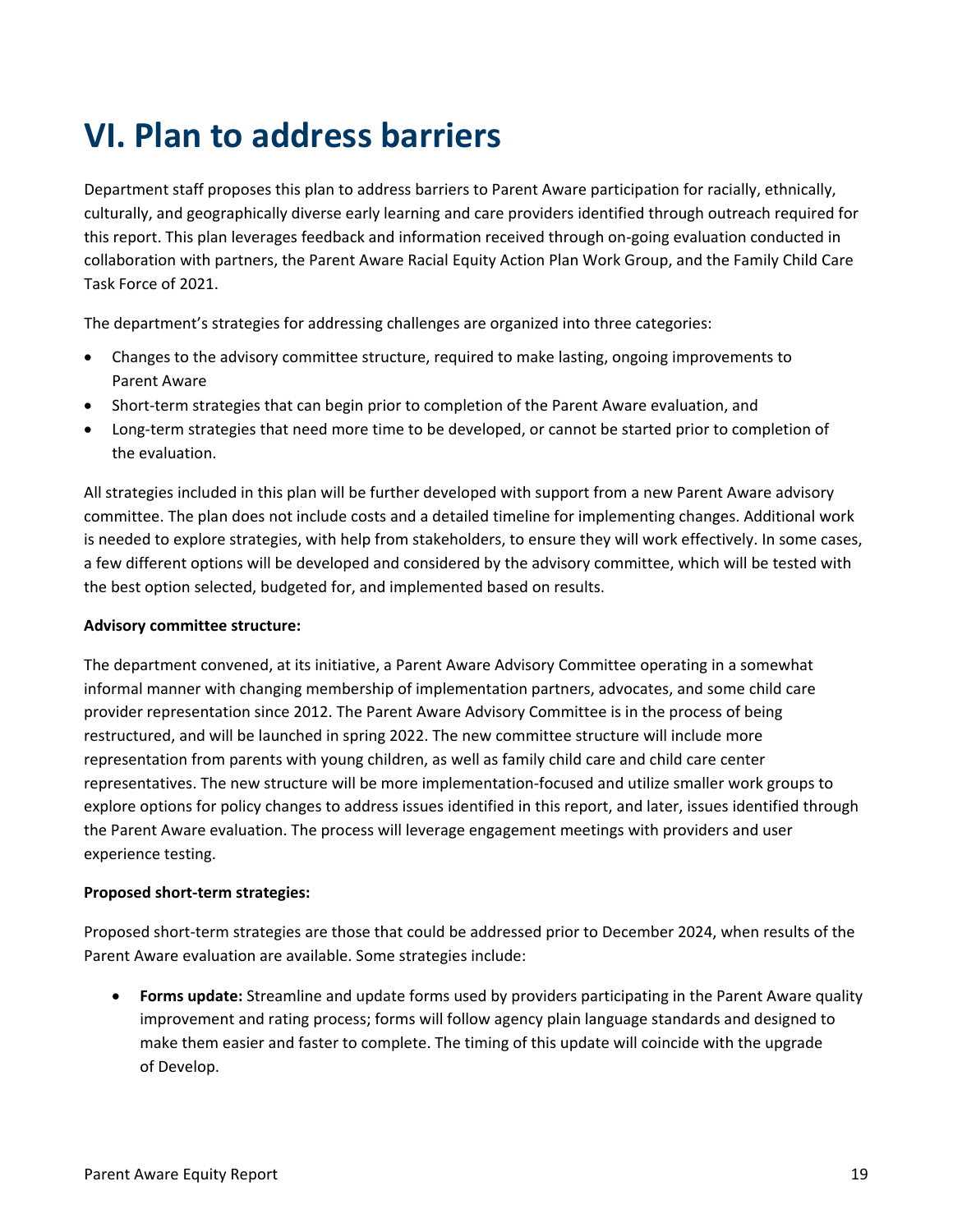# VI. Plan to address barriers

Department staff proposes this plan to address barriers to Parent Aware participation for racially, ethnically, culturally, and geographically diverse early learning and care providers identified through outreach required for this report. This plan leverages feedback and information received through on-going evaluation conducted in collaboration with partners, the Parent Aware Racial Equity Action Plan Work Group, and the Family Child Care Task Force of 2021.

The department's strategies for addressing challenges are organized into three categories:

- Changes to the advisory committee structure, required to make lasting, ongoing improvements to Parent Aware
- Short-term strategies that can begin prior to completion of the Parent Aware evaluation, and
- Long-term strategies that need more time to be developed, or cannot be started prior to completion of the evaluation.

All strategies included in this plan will be further developed with support from a new Parent Aware advisory committee. The plan does not include costs and a detailed timeline for implementing changes. Additional work is needed to explore strategies, with help from stakeholders, to ensure they will work effectively. In some cases, a few different options will be developed and considered by the advisory committee, which will be tested with the best option selected, budgeted for, and implemented based on results.

**Advisory committee structure:**

The department convened, at its initiative, a Parent Aware Advisory Committee operating in a somewhat informal manner with changing membership of implementation partners, advocates, and some child care provider representation since 2012. The Parent Aware Advisory Committee is in the process of being restructured, and will be launched in spring 2022. The new committee structure will include more representation from parents with young children, as well as family child care and child care center representatives. The new structure will be more implementation-focused and utilize smaller work groups to explore options for policy changes to address issues identified in this report, and later, issues identified through the Parent Aware evaluation. The process will leverage engagement meetings with providers and user experience testing.

**Proposed short-term strategies:**

Proposed short-term strategies are those that could be addressed prior to December 2024, when results of the Parent Aware evaluation are available. Some strategies include:

- **Forms update:** Streamline and update forms used by providers participating in the Parent Aware quality improvement and rating process; forms will follow agency plain language standards and designed to make them easier and faster to complete. The timing of this update will coincide with the upgrade of Develop.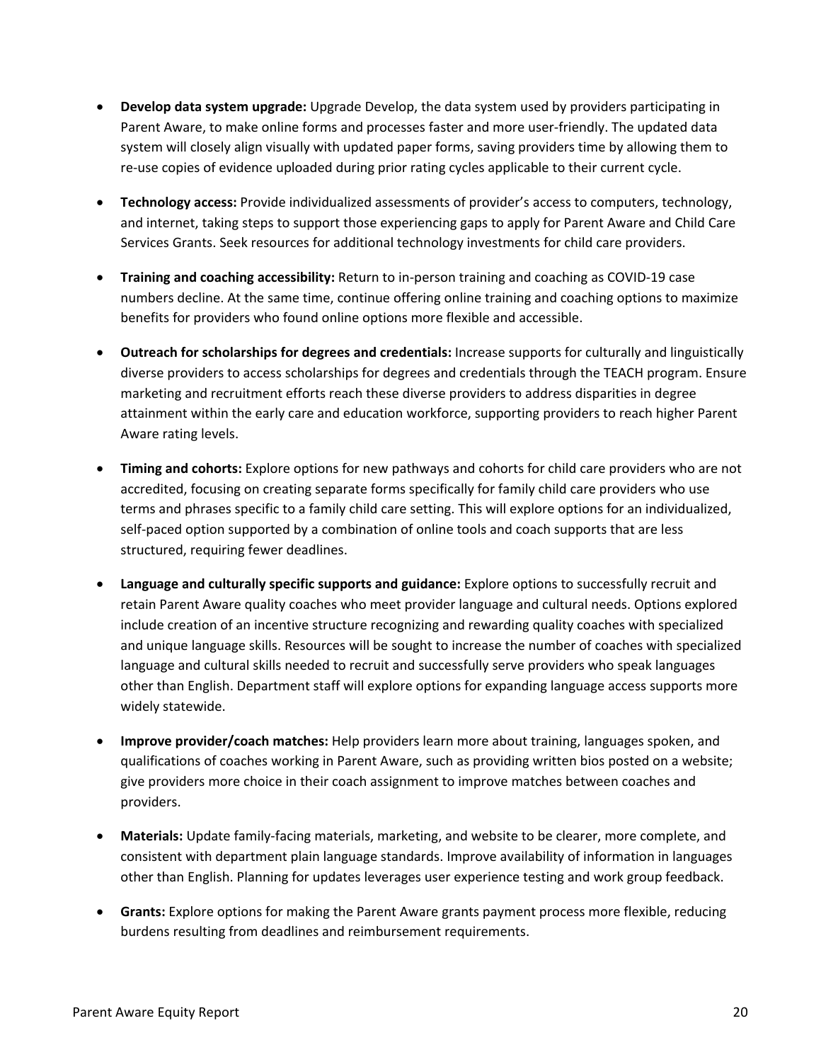- **Develop data system upgrade:** Upgrade Develop, the data system used by providers participating in Parent Aware, to make online forms and processes faster and more user-friendly. The updated data system will closely align visually with updated paper forms, saving providers time by allowing them to re-use copies of evidence uploaded during prior rating cycles applicable to their current cycle.

- **Technology access:** Provide individualized assessments of provider's access to computers, technology, and internet, taking steps to support those experiencing gaps to apply for Parent Aware and Child Care Services Grants. Seek resources for additional technology investments for child care providers.

- **Training and coaching accessibility:** Return to in-person training and coaching as COVID-19 case numbers decline. At the same time, continue offering online training and coaching options to maximize benefits for providers who found online options more flexible and accessible.

- **Outreach for scholarships for degrees and credentials:** Increase supports for culturally and linguistically diverse providers to access scholarships for degrees and credentials through the TEACH program. Ensure marketing and recruitment efforts reach these diverse providers to address disparities in degree attainment within the early care and education workforce, supporting providers to reach higher Parent Aware rating levels.

- **Timing and cohorts:** Explore options for new pathways and cohorts for child care providers who are not accredited, focusing on creating separate forms specifically for family child care providers who use terms and phrases specific to a family child care setting. This will explore options for an individualized, self-paced option supported by a combination of online tools and coach supports that are less structured, requiring fewer deadlines.

- **Language and culturally specific supports and guidance:** Explore options to successfully recruit and retain Parent Aware quality coaches who meet provider language and cultural needs. Options explored include creation of an incentive structure recognizing and rewarding quality coaches with specialized and unique language skills. Resources will be sought to increase the number of coaches with specialized language and cultural skills needed to recruit and successfully serve providers who speak languages other than English. Department staff will explore options for expanding language access supports more widely statewide.

- **Improve provider/coach matches:** Help providers learn more about training, languages spoken, and qualifications of coaches working in Parent Aware, such as providing written bios posted on a website; give providers more choice in their coach assignment to improve matches between coaches and providers.

- **Materials:** Update family-facing materials, marketing, and website to be clearer, more complete, and consistent with department plain language standards. Improve availability of information in languages other than English. Planning for updates leverages user experience testing and work group feedback.

- **Grants:** Explore options for making the Parent Aware grants payment process more flexible, reducing burdens resulting from deadlines and reimbursement requirements.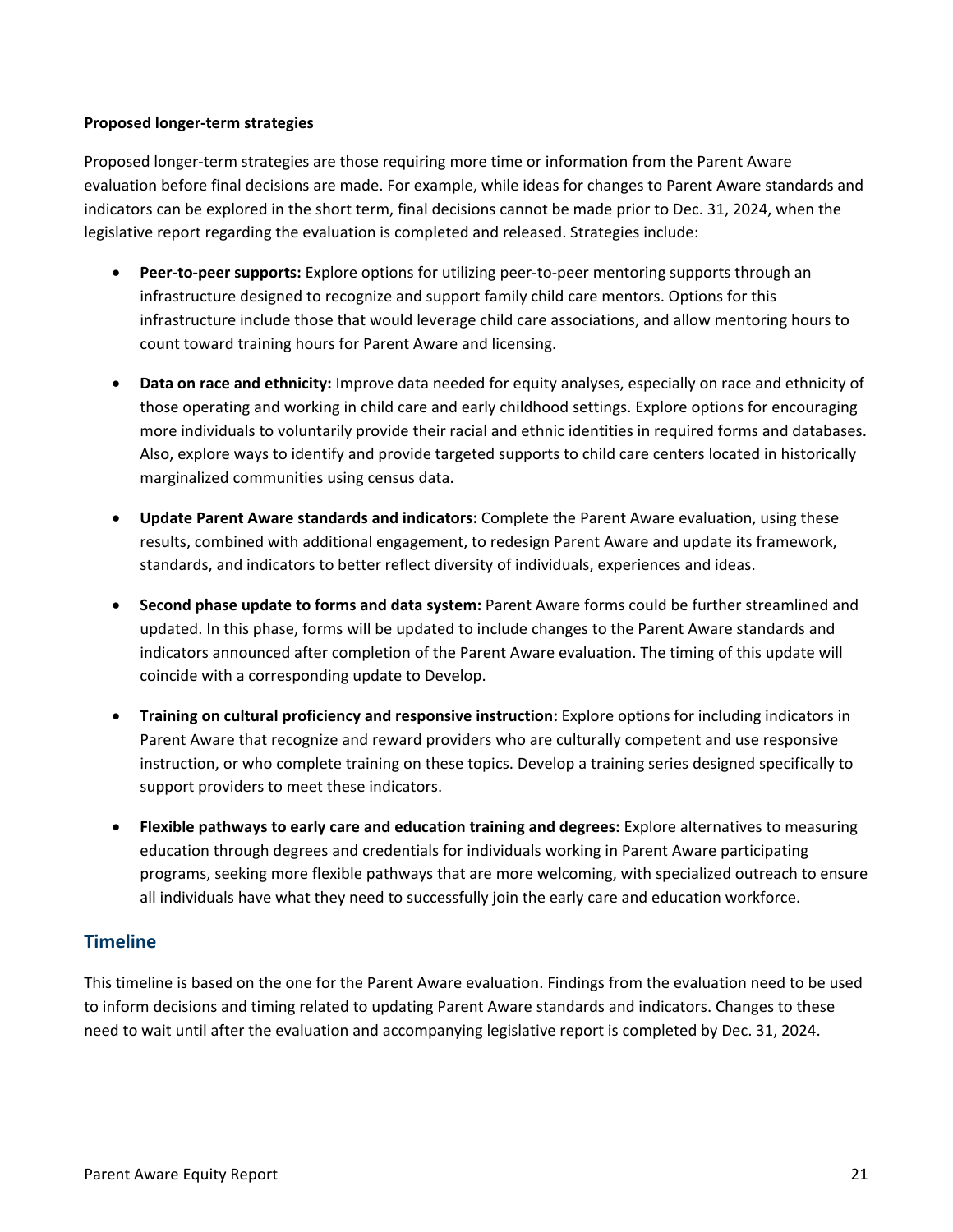**Proposed longer-term strategies**

Proposed longer-term strategies are those requiring more time or information from the Parent Aware evaluation before final decisions are made. For example, while ideas for changes to Parent Aware standards and indicators can be explored in the short term, final decisions cannot be made prior to Dec. 31, 2024, when the legislative report regarding the evaluation is completed and released. Strategies include:

- **Peer-to-peer supports:** Explore options for utilizing peer-to-peer mentoring supports through an infrastructure designed to recognize and support family child care mentors. Options for this infrastructure include those that would leverage child care associations, and allow mentoring hours to count toward training hours for Parent Aware and licensing.
- **Data on race and ethnicity:** Improve data needed for equity analyses, especially on race and ethnicity of those operating and working in child care and early childhood settings. Explore options for encouraging more individuals to voluntarily provide their racial and ethnic identities in required forms and databases. Also, explore ways to identify and provide targeted supports to child care centers located in historically marginalized communities using census data.
- **Update Parent Aware standards and indicators:** Complete the Parent Aware evaluation, using these results, combined with additional engagement, to redesign Parent Aware and update its framework, standards, and indicators to better reflect diversity of individuals, experiences and ideas.
- **Second phase update to forms and data system:** Parent Aware forms could be further streamlined and updated. In this phase, forms will be updated to include changes to the Parent Aware standards and indicators announced after completion of the Parent Aware evaluation. The timing of this update will coincide with a corresponding update to Develop.
- **Training on cultural proficiency and responsive instruction:** Explore options for including indicators in Parent Aware that recognize and reward providers who are culturally competent and use responsive instruction, or who complete training on these topics. Develop a training series designed specifically to support providers to meet these indicators.
- **Flexible pathways to early care and education training and degrees:** Explore alternatives to measuring education through degrees and credentials for individuals working in Parent Aware participating programs, seeking more flexible pathways that are more welcoming, with specialized outreach to ensure all individuals have what they need to successfully join the early care and education workforce.

## Timeline

This timeline is based on the one for the Parent Aware evaluation. Findings from the evaluation need to be used to inform decisions and timing related to updating Parent Aware standards and indicators. Changes to these need to wait until after the evaluation and accompanying legislative report is completed by Dec. 31, 2024.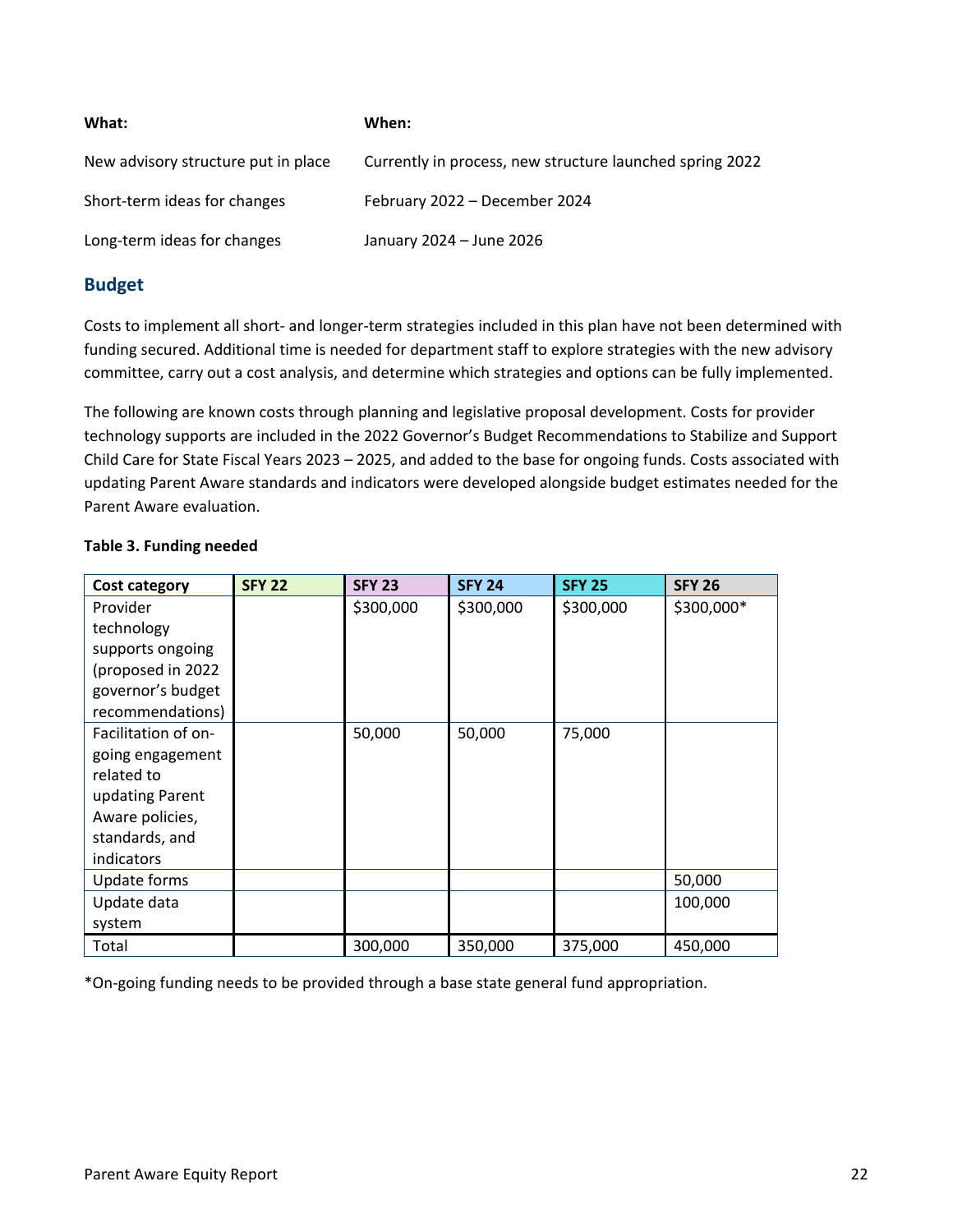| What: | When: |
|---|---|
| New advisory structure put in place | Currently in process, new structure launched spring 2022 |
| Short-term ideas for changes | February 2022 – December 2024 |
| Long-term ideas for changes | January 2024 – June 2026 |

## Budget

Costs to implement all short- and longer-term strategies included in this plan have not been determined with funding secured. Additional time is needed for department staff to explore strategies with the new advisory committee, carry out a cost analysis, and determine which strategies and options can be fully implemented.

The following are known costs through planning and legislative proposal development. Costs for provider technology supports are included in the 2022 Governor's Budget Recommendations to Stabilize and Support Child Care for State Fiscal Years 2023 – 2025, and added to the base for ongoing funds. Costs associated with updating Parent Aware standards and indicators were developed alongside budget estimates needed for the Parent Aware evaluation.

**Table 3. Funding needed**

| Cost category | SFY 22 | SFY 23 | SFY 24 | SFY 25 | SFY 26 |
|---|---|---|---|---|---|
| Provider technology supports ongoing (proposed in 2022 governor's budget recommendations) | | $300,000 | $300,000 | $300,000 | $300,000* |
| Facilitation of on-going engagement related to updating Parent Aware policies, standards, and indicators | | 50,000 | 50,000 | 75,000 | |
| Update forms | | | | | 50,000 |
| Update data system | | | | | 100,000 |
| Total | | 300,000 | 350,000 | 375,000 | 450,000 |

*On-going funding needs to be provided through a base state general fund appropriation.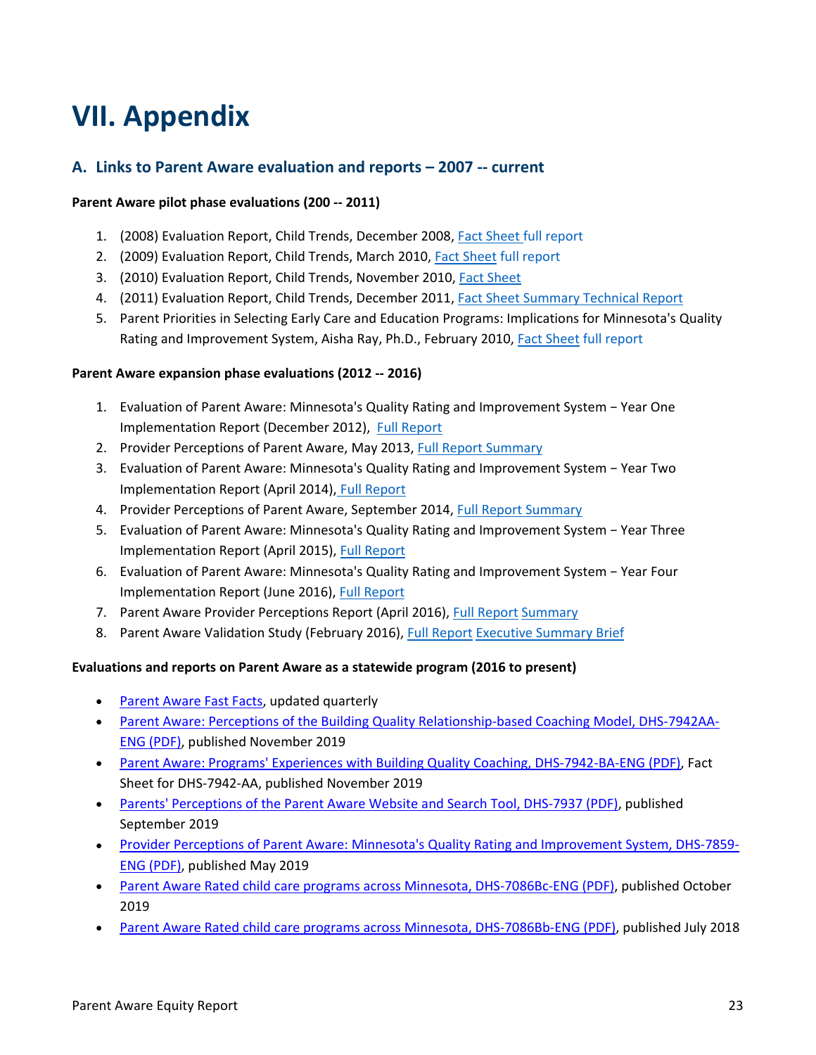# VII. Appendix

## A. Links to Parent Aware evaluation and reports – 2007 -- current

**Parent Aware pilot phase evaluations (200 -- 2011)**

1. (2008) Evaluation Report, Child Trends, December 2008, Fact Sheet full report
2. (2009) Evaluation Report, Child Trends, March 2010, Fact Sheet full report
3. (2010) Evaluation Report, Child Trends, November 2010, Fact Sheet
4. (2011) Evaluation Report, Child Trends, December 2011, Fact Sheet Summary Technical Report
5. Parent Priorities in Selecting Early Care and Education Programs: Implications for Minnesota's Quality Rating and Improvement System, Aisha Ray, Ph.D., February 2010, Fact Sheet full report

**Parent Aware expansion phase evaluations (2012 -- 2016)**

1. Evaluation of Parent Aware: Minnesota's Quality Rating and Improvement System − Year One Implementation Report (December 2012), Full Report
2. Provider Perceptions of Parent Aware, May 2013, Full Report Summary
3. Evaluation of Parent Aware: Minnesota's Quality Rating and Improvement System − Year Two Implementation Report (April 2014), Full Report
4. Provider Perceptions of Parent Aware, September 2014, Full Report Summary
5. Evaluation of Parent Aware: Minnesota's Quality Rating and Improvement System − Year Three Implementation Report (April 2015), Full Report
6. Evaluation of Parent Aware: Minnesota's Quality Rating and Improvement System − Year Four Implementation Report (June 2016), Full Report
7. Parent Aware Provider Perceptions Report (April 2016), Full Report Summary
8. Parent Aware Validation Study (February 2016), Full Report Executive Summary Brief

**Evaluations and reports on Parent Aware as a statewide program (2016 to present)**

- Parent Aware Fast Facts, updated quarterly
- Parent Aware: Perceptions of the Building Quality Relationship-based Coaching Model, DHS-7942AA-ENG (PDF), published November 2019
- Parent Aware: Programs' Experiences with Building Quality Coaching, DHS-7942-BA-ENG (PDF), Fact Sheet for DHS-7942-AA, published November 2019
- Parents' Perceptions of the Parent Aware Website and Search Tool, DHS-7937 (PDF), published September 2019
- Provider Perceptions of Parent Aware: Minnesota's Quality Rating and Improvement System, DHS-7859-ENG (PDF), published May 2019
- Parent Aware Rated child care programs across Minnesota, DHS-7086Bc-ENG (PDF), published October 2019
- Parent Aware Rated child care programs across Minnesota, DHS-7086Bb-ENG (PDF), published July 2018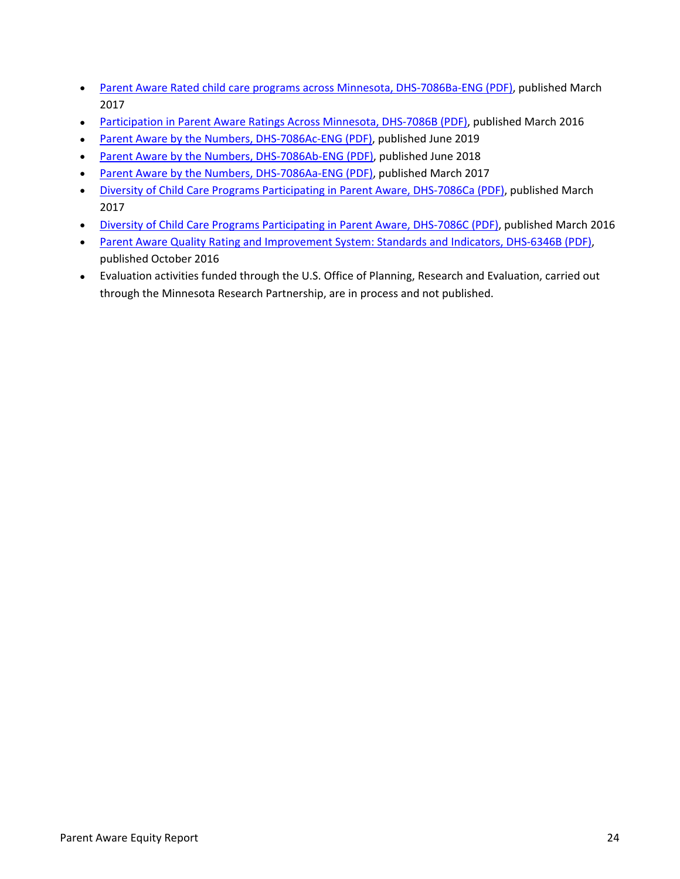- Parent Aware Rated child care programs across Minnesota, DHS-7086Ba-ENG (PDF), published March 2017
- Participation in Parent Aware Ratings Across Minnesota, DHS-7086B (PDF), published March 2016
- Parent Aware by the Numbers, DHS-7086Ac-ENG (PDF), published June 2019
- Parent Aware by the Numbers, DHS-7086Ab-ENG (PDF), published June 2018
- Parent Aware by the Numbers, DHS-7086Aa-ENG (PDF), published March 2017
- Diversity of Child Care Programs Participating in Parent Aware, DHS-7086Ca (PDF), published March 2017
- Diversity of Child Care Programs Participating in Parent Aware, DHS-7086C (PDF), published March 2016
- Parent Aware Quality Rating and Improvement System: Standards and Indicators, DHS-6346B (PDF), published October 2016
- Evaluation activities funded through the U.S. Office of Planning, Research and Evaluation, carried out through the Minnesota Research Partnership, are in process and not published.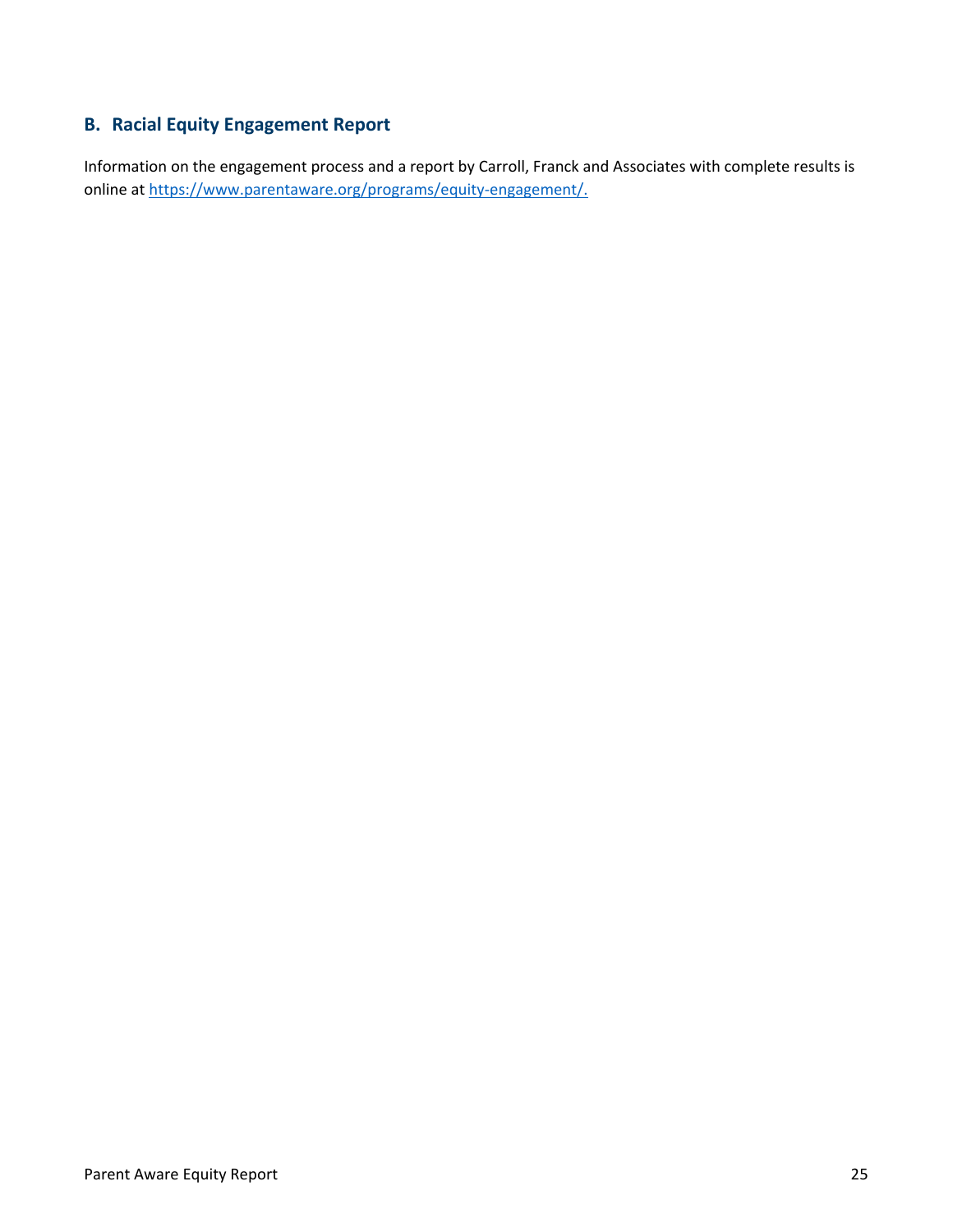## B. Racial Equity Engagement Report

Information on the engagement process and a report by Carroll, Franck and Associates with complete results is online at [https://www.parentaware.org/programs/equity-engagement/.](https://www.parentaware.org/programs/equity-engagement/)